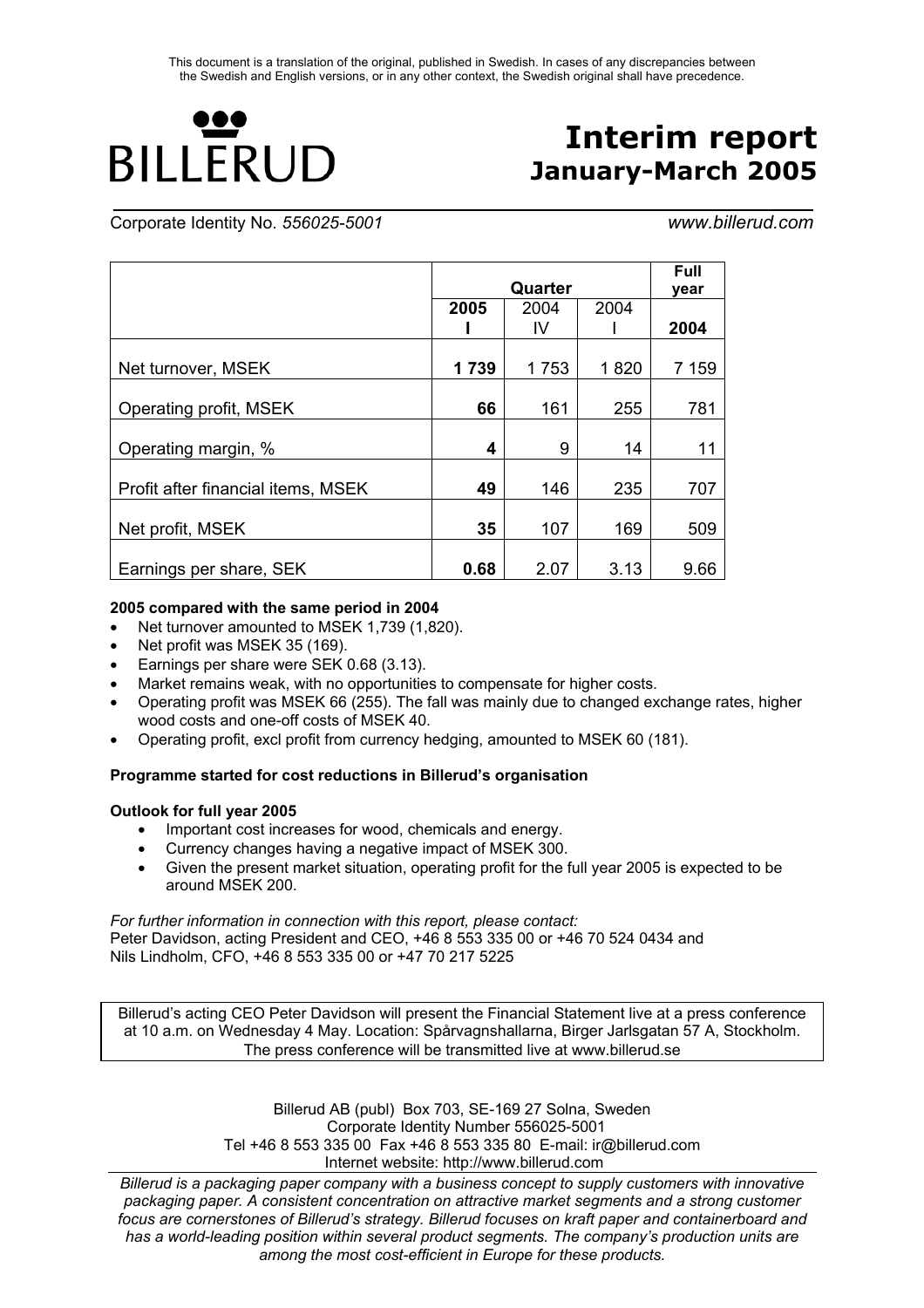This document is a translation of the original, published in Swedish. In cases of any discrepancies between the Swedish and English versions, or in any other context, the Swedish original shall have precedence.

BILLERUD

# Interim report
## January-March 2005

Corporate Identity No. *556025-5001* *www.billerud.com*

| | Quarter | | | Full year |
|---|---|---|---|---|
| | **2005 I** | 2004 IV | 2004 I | **2004** |
| Net turnover, MSEK | **1 739** | 1 753 | 1 820 | 7 159 |
| Operating profit, MSEK | **66** | 161 | 255 | 781 |
| Operating margin, % | **4** | 9 | 14 | 11 |
| Profit after financial items, MSEK | **49** | 146 | 235 | 707 |
| Net profit, MSEK | **35** | 107 | 169 | 509 |
| Earnings per share, SEK | **0.68** | 2.07 | 3.13 | 9.66 |

**2005 compared with the same period in 2004**

- Net turnover amounted to MSEK 1,739 (1,820).
- Net profit was MSEK 35 (169).
- Earnings per share were SEK 0.68 (3.13).
- Market remains weak, with no opportunities to compensate for higher costs.
- Operating profit was MSEK 66 (255). The fall was mainly due to changed exchange rates, higher wood costs and one-off costs of MSEK 40.
- Operating profit, excl profit from currency hedging, amounted to MSEK 60 (181).

**Programme started for cost reductions in Billerud's organisation**

**Outlook for full year 2005**

- Important cost increases for wood, chemicals and energy.
- Currency changes having a negative impact of MSEK 300.
- Given the present market situation, operating profit for the full year 2005 is expected to be around MSEK 200.

*For further information in connection with this report, please contact:*
Peter Davidson, acting President and CEO, +46 8 553 335 00 or +46 70 524 0434 and
Nils Lindholm, CFO, +46 8 553 335 00 or +47 70 217 5225

Billerud's acting CEO Peter Davidson will present the Financial Statement live at a press conference at 10 a.m. on Wednesday 4 May. Location: Spårvagnshallarna, Birger Jarlsgatan 57 A, Stockholm. The press conference will be transmitted live at www.billerud.se

Billerud AB (publ) Box 703, SE-169 27 Solna, Sweden
Corporate Identity Number 556025-5001
Tel +46 8 553 335 00 Fax +46 8 553 335 80 E-mail: ir@billerud.com
Internet website: http://www.billerud.com

*Billerud is a packaging paper company with a business concept to supply customers with innovative packaging paper. A consistent concentration on attractive market segments and a strong customer focus are cornerstones of Billerud's strategy. Billerud focuses on kraft paper and containerboard and has a world-leading position within several product segments. The company's production units are among the most cost-efficient in Europe for these products.*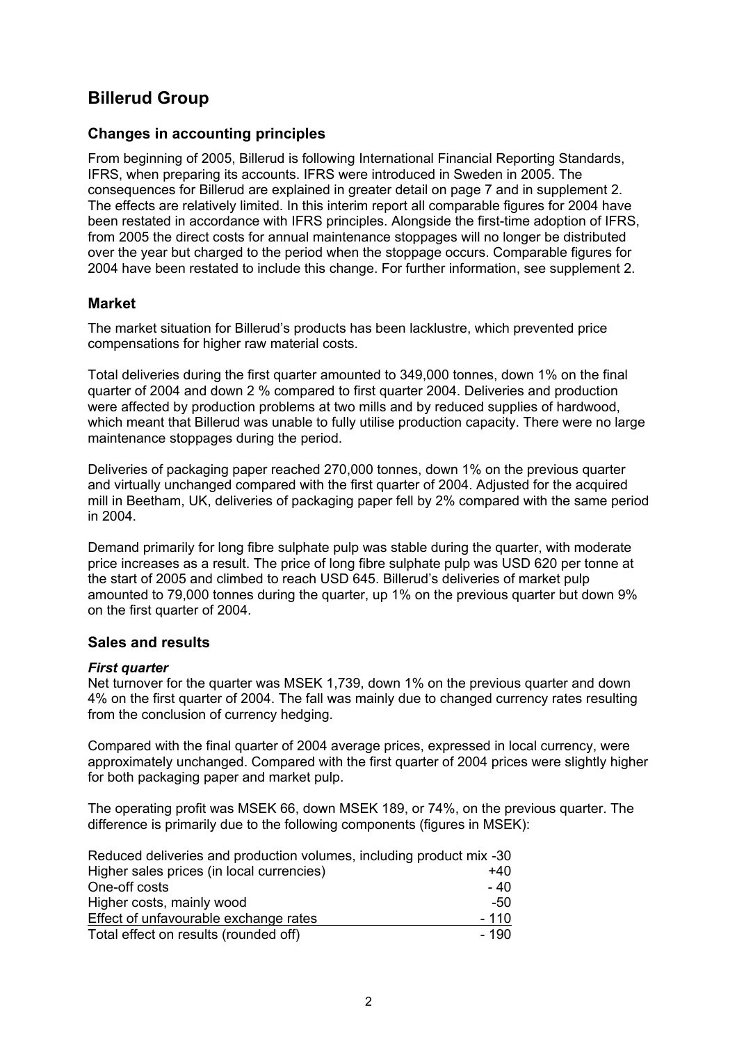# Billerud Group

## Changes in accounting principles

From beginning of 2005, Billerud is following International Financial Reporting Standards, IFRS, when preparing its accounts. IFRS were introduced in Sweden in 2005. The consequences for Billerud are explained in greater detail on page 7 and in supplement 2. The effects are relatively limited. In this interim report all comparable figures for 2004 have been restated in accordance with IFRS principles. Alongside the first-time adoption of IFRS, from 2005 the direct costs for annual maintenance stoppages will no longer be distributed over the year but charged to the period when the stoppage occurs. Comparable figures for 2004 have been restated to include this change. For further information, see supplement 2.

## Market

The market situation for Billerud's products has been lacklustre, which prevented price compensations for higher raw material costs.

Total deliveries during the first quarter amounted to 349,000 tonnes, down 1% on the final quarter of 2004 and down 2 % compared to first quarter 2004. Deliveries and production were affected by production problems at two mills and by reduced supplies of hardwood, which meant that Billerud was unable to fully utilise production capacity. There were no large maintenance stoppages during the period.

Deliveries of packaging paper reached 270,000 tonnes, down 1% on the previous quarter and virtually unchanged compared with the first quarter of 2004. Adjusted for the acquired mill in Beetham, UK, deliveries of packaging paper fell by 2% compared with the same period in 2004.

Demand primarily for long fibre sulphate pulp was stable during the quarter, with moderate price increases as a result. The price of long fibre sulphate pulp was USD 620 per tonne at the start of 2005 and climbed to reach USD 645. Billerud's deliveries of market pulp amounted to 79,000 tonnes during the quarter, up 1% on the previous quarter but down 9% on the first quarter of 2004.

## Sales and results

### *First quarter*

Net turnover for the quarter was MSEK 1,739, down 1% on the previous quarter and down 4% on the first quarter of 2004. The fall was mainly due to changed currency rates resulting from the conclusion of currency hedging.

Compared with the final quarter of 2004 average prices, expressed in local currency, were approximately unchanged. Compared with the first quarter of 2004 prices were slightly higher for both packaging paper and market pulp.

The operating profit was MSEK 66, down MSEK 189, or 74%, on the previous quarter. The difference is primarily due to the following components (figures in MSEK):

| | |
|---|---|
| Reduced deliveries and production volumes, including product mix | -30 |
| Higher sales prices (in local currencies) | +40 |
| One-off costs | - 40 |
| Higher costs, mainly wood | -50 |
| Effect of unfavourable exchange rates | - 110 |
| Total effect on results (rounded off) | - 190 |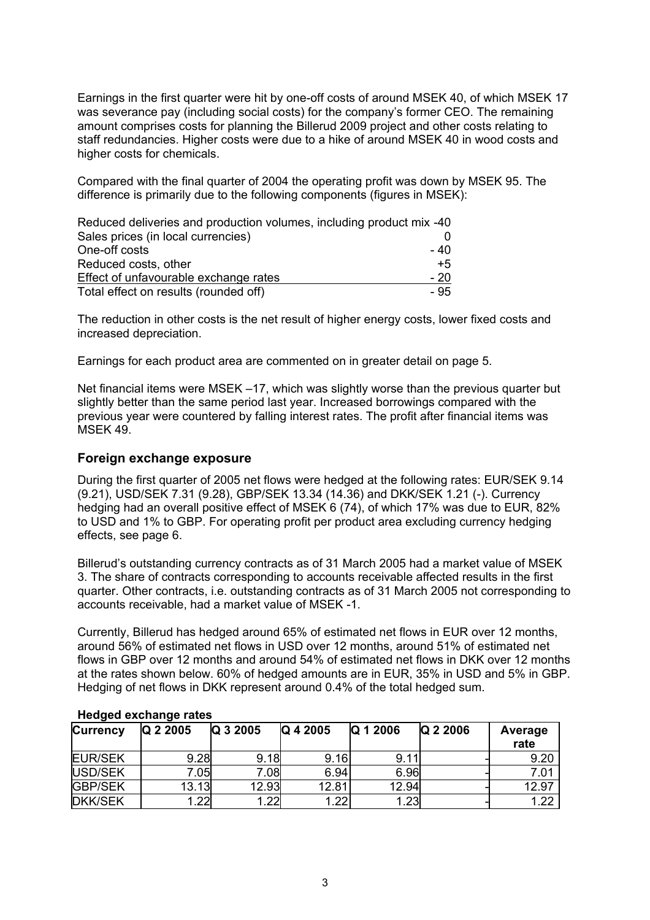Earnings in the first quarter were hit by one-off costs of around MSEK 40, of which MSEK 17 was severance pay (including social costs) for the company's former CEO. The remaining amount comprises costs for planning the Billerud 2009 project and other costs relating to staff redundancies. Higher costs were due to a hike of around MSEK 40 in wood costs and higher costs for chemicals.

Compared with the final quarter of 2004 the operating profit was down by MSEK 95. The difference is primarily due to the following components (figures in MSEK):

| | |
|---|---|
| Reduced deliveries and production volumes, including product mix | -40 |
| Sales prices (in local currencies) | 0 |
| One-off costs | - 40 |
| Reduced costs, other | +5 |
| Effect of unfavourable exchange rates | - 20 |
| Total effect on results (rounded off) | - 95 |

The reduction in other costs is the net result of higher energy costs, lower fixed costs and increased depreciation.

Earnings for each product area are commented on in greater detail on page 5.

Net financial items were MSEK –17, which was slightly worse than the previous quarter but slightly better than the same period last year. Increased borrowings compared with the previous year were countered by falling interest rates. The profit after financial items was MSEK 49.

## Foreign exchange exposure

During the first quarter of 2005 net flows were hedged at the following rates: EUR/SEK 9.14 (9.21), USD/SEK 7.31 (9.28), GBP/SEK 13.34 (14.36) and DKK/SEK 1.21 (-). Currency hedging had an overall positive effect of MSEK 6 (74), of which 17% was due to EUR, 82% to USD and 1% to GBP. For operating profit per product area excluding currency hedging effects, see page 6.

Billerud's outstanding currency contracts as of 31 March 2005 had a market value of MSEK 3. The share of contracts corresponding to accounts receivable affected results in the first quarter. Other contracts, i.e. outstanding contracts as of 31 March 2005 not corresponding to accounts receivable, had a market value of MSEK -1.

Currently, Billerud has hedged around 65% of estimated net flows in EUR over 12 months, around 56% of estimated net flows in USD over 12 months, around 51% of estimated net flows in GBP over 12 months and around 54% of estimated net flows in DKK over 12 months at the rates shown below. 60% of hedged amounts are in EUR, 35% in USD and 5% in GBP. Hedging of net flows in DKK represent around 0.4% of the total hedged sum.

**Hedged exchange rates**

| Currency | Q 2 2005 | Q 3 2005 | Q 4 2005 | Q 1 2006 | Q 2 2006 | Average rate |
|---|---|---|---|---|---|---|
| EUR/SEK | 9.28 | 9.18 | 9.16 | 9.11 | - | 9.20 |
| USD/SEK | 7.05 | 7.08 | 6.94 | 6.96 | - | 7.01 |
| GBP/SEK | 13.13 | 12.93 | 12.81 | 12.94 | - | 12.97 |
| DKK/SEK | 1.22 | 1.22 | 1.22 | 1.23 | - | 1.22 |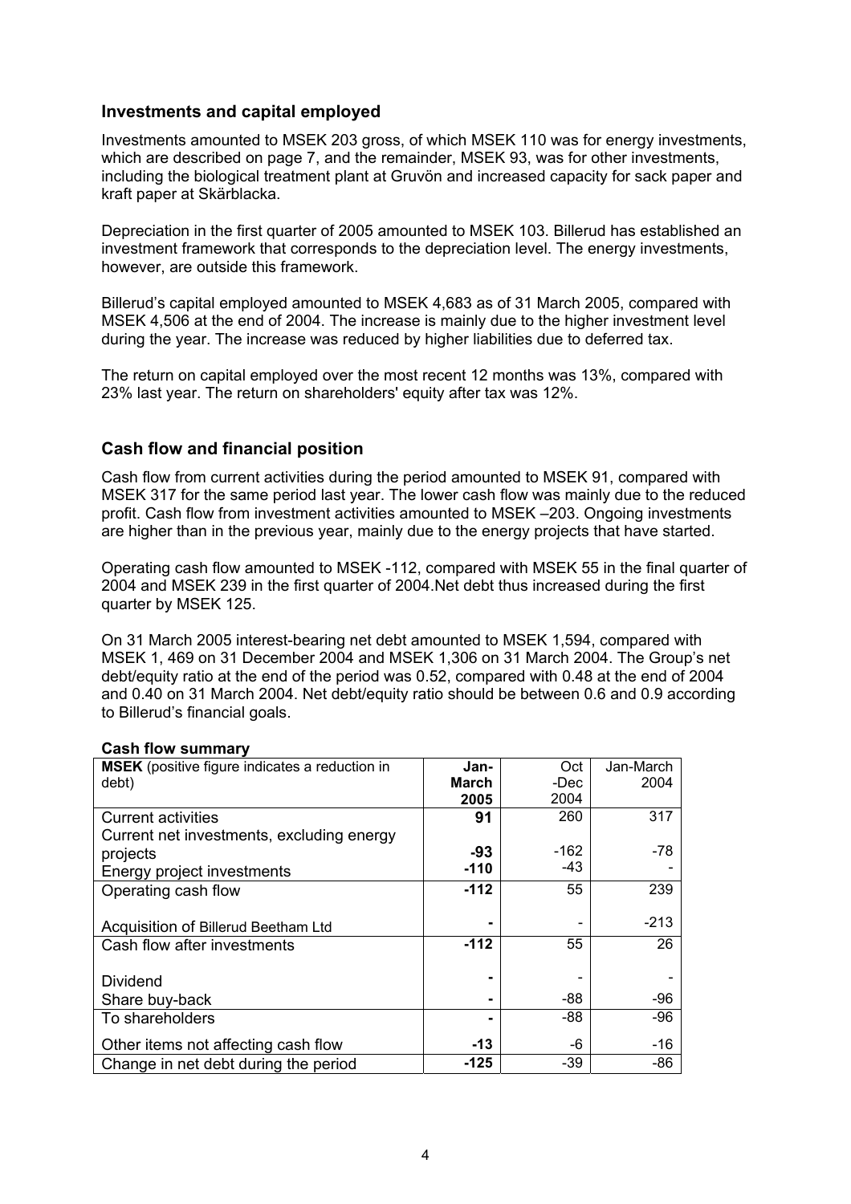## Investments and capital employed

Investments amounted to MSEK 203 gross, of which MSEK 110 was for energy investments, which are described on page 7, and the remainder, MSEK 93, was for other investments, including the biological treatment plant at Gruvön and increased capacity for sack paper and kraft paper at Skärblacka.

Depreciation in the first quarter of 2005 amounted to MSEK 103. Billerud has established an investment framework that corresponds to the depreciation level. The energy investments, however, are outside this framework.

Billerud's capital employed amounted to MSEK 4,683 as of 31 March 2005, compared with MSEK 4,506 at the end of 2004. The increase is mainly due to the higher investment level during the year. The increase was reduced by higher liabilities due to deferred tax.

The return on capital employed over the most recent 12 months was 13%, compared with 23% last year. The return on shareholders' equity after tax was 12%.

## Cash flow and financial position

Cash flow from current activities during the period amounted to MSEK 91, compared with MSEK 317 for the same period last year. The lower cash flow was mainly due to the reduced profit. Cash flow from investment activities amounted to MSEK –203. Ongoing investments are higher than in the previous year, mainly due to the energy projects that have started.

Operating cash flow amounted to MSEK -112, compared with MSEK 55 in the final quarter of 2004 and MSEK 239 in the first quarter of 2004.Net debt thus increased during the first quarter by MSEK 125.

On 31 March 2005 interest-bearing net debt amounted to MSEK 1,594, compared with MSEK 1, 469 on 31 December 2004 and MSEK 1,306 on 31 March 2004. The Group's net debt/equity ratio at the end of the period was 0.52, compared with 0.48 at the end of 2004 and 0.40 on 31 March 2004. Net debt/equity ratio should be between 0.6 and 0.9 according to Billerud's financial goals.

**Cash flow summary**

| **MSEK** (positive figure indicates a reduction in debt) | **Jan-March 2005** | Oct -Dec 2004 | Jan-March 2004 |
|---|---|---|---|
| Current activities | **91** | 260 | 317 |
| Current net investments, excluding energy projects | **-93** | -162 | -78 |
| Energy project investments | **-110** | -43 | - |
| Operating cash flow | **-112** | 55 | 239 |
| Acquisition of Billerud Beetham Ltd | **-** | - | -213 |
| Cash flow after investments | **-112** | 55 | 26 |
| Dividend | **-** | - | - |
| Share buy-back | **-** | -88 | -96 |
| To shareholders | **-** | -88 | -96 |
| Other items not affecting cash flow | **-13** | -6 | -16 |
| Change in net debt during the period | **-125** | -39 | -86 |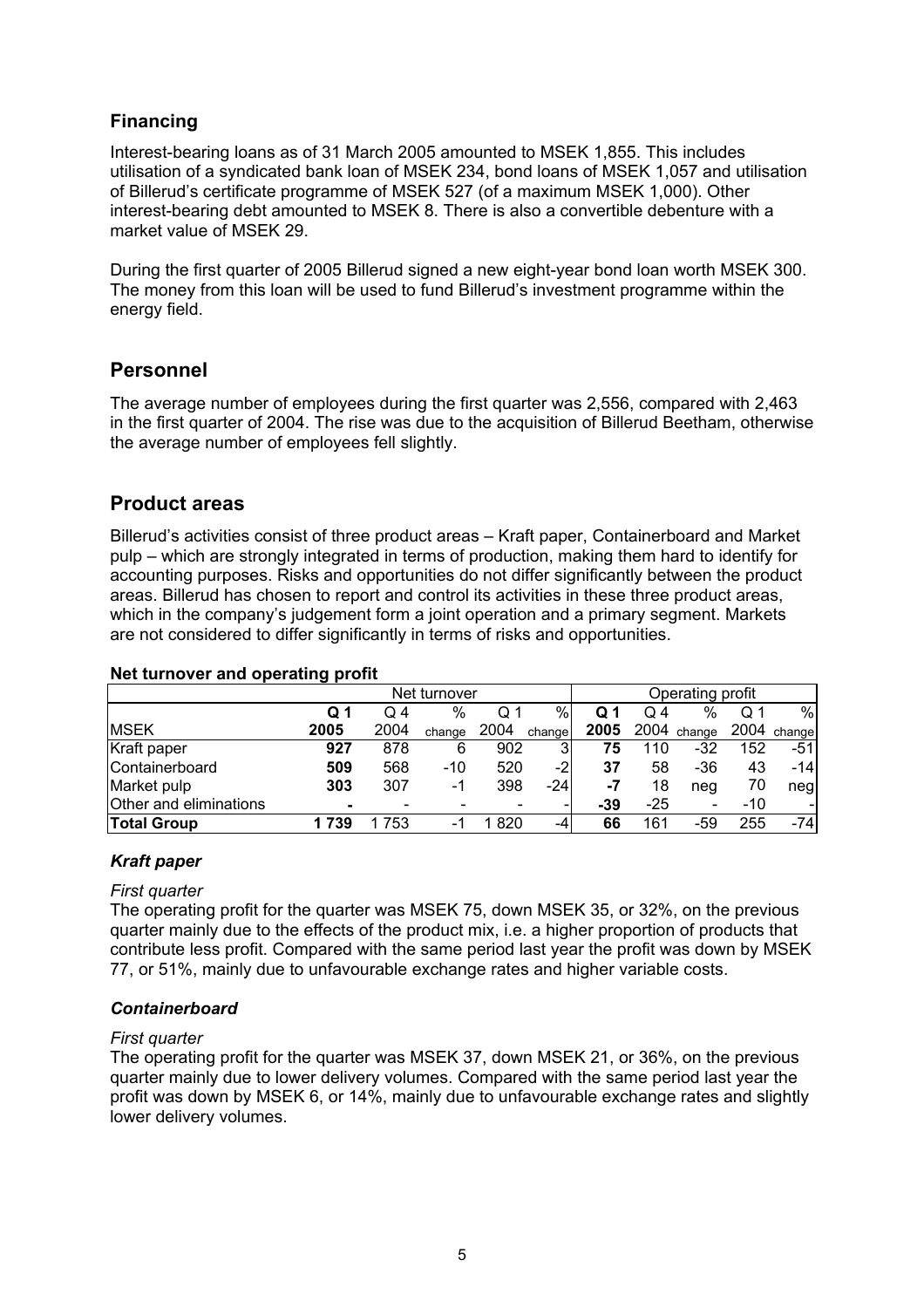## Financing

Interest-bearing loans as of 31 March 2005 amounted to MSEK 1,855. This includes utilisation of a syndicated bank loan of MSEK 234, bond loans of MSEK 1,057 and utilisation of Billerud's certificate programme of MSEK 527 (of a maximum MSEK 1,000). Other interest-bearing debt amounted to MSEK 8. There is also a convertible debenture with a market value of MSEK 29.

During the first quarter of 2005 Billerud signed a new eight-year bond loan worth MSEK 300. The money from this loan will be used to fund Billerud's investment programme within the energy field.

## Personnel

The average number of employees during the first quarter was 2,556, compared with 2,463 in the first quarter of 2004. The rise was due to the acquisition of Billerud Beetham, otherwise the average number of employees fell slightly.

## Product areas

Billerud's activities consist of three product areas – Kraft paper, Containerboard and Market pulp – which are strongly integrated in terms of production, making them hard to identify for accounting purposes. Risks and opportunities do not differ significantly between the product areas. Billerud has chosen to report and control its activities in these three product areas, which in the company's judgement form a joint operation and a primary segment. Markets are not considered to differ significantly in terms of risks and opportunities.

**Net turnover and operating profit**

| | Net turnover | | | | | Operating profit | | | | |
|---|---|---|---|---|---|---|---|---|---|---|
| MSEK | **Q 1 2005** | Q 4 2004 | % change | Q 1 2004 | % change | **Q 1 2005** | Q 4 2004 | % change | Q 1 2004 | % change |
| Kraft paper | **927** | 878 | 6 | 902 | 3 | **75** | 110 | -32 | 152 | -51 |
| Containerboard | **509** | 568 | -10 | 520 | -2 | **37** | 58 | -36 | 43 | -14 |
| Market pulp | **303** | 307 | -1 | 398 | -24 | **-7** | 18 | neg | 70 | neg |
| Other and eliminations | **-** | - | - | - | - | **-39** | -25 | - | -10 | - |
| **Total Group** | **1 739** | 1 753 | -1 | 1 820 | -4 | **66** | 161 | -59 | 255 | -74 |

### *Kraft paper*

*First quarter*

The operating profit for the quarter was MSEK 75, down MSEK 35, or 32%, on the previous quarter mainly due to the effects of the product mix, i.e. a higher proportion of products that contribute less profit. Compared with the same period last year the profit was down by MSEK 77, or 51%, mainly due to unfavourable exchange rates and higher variable costs.

### *Containerboard*

*First quarter*

The operating profit for the quarter was MSEK 37, down MSEK 21, or 36%, on the previous quarter mainly due to lower delivery volumes. Compared with the same period last year the profit was down by MSEK 6, or 14%, mainly due to unfavourable exchange rates and slightly lower delivery volumes.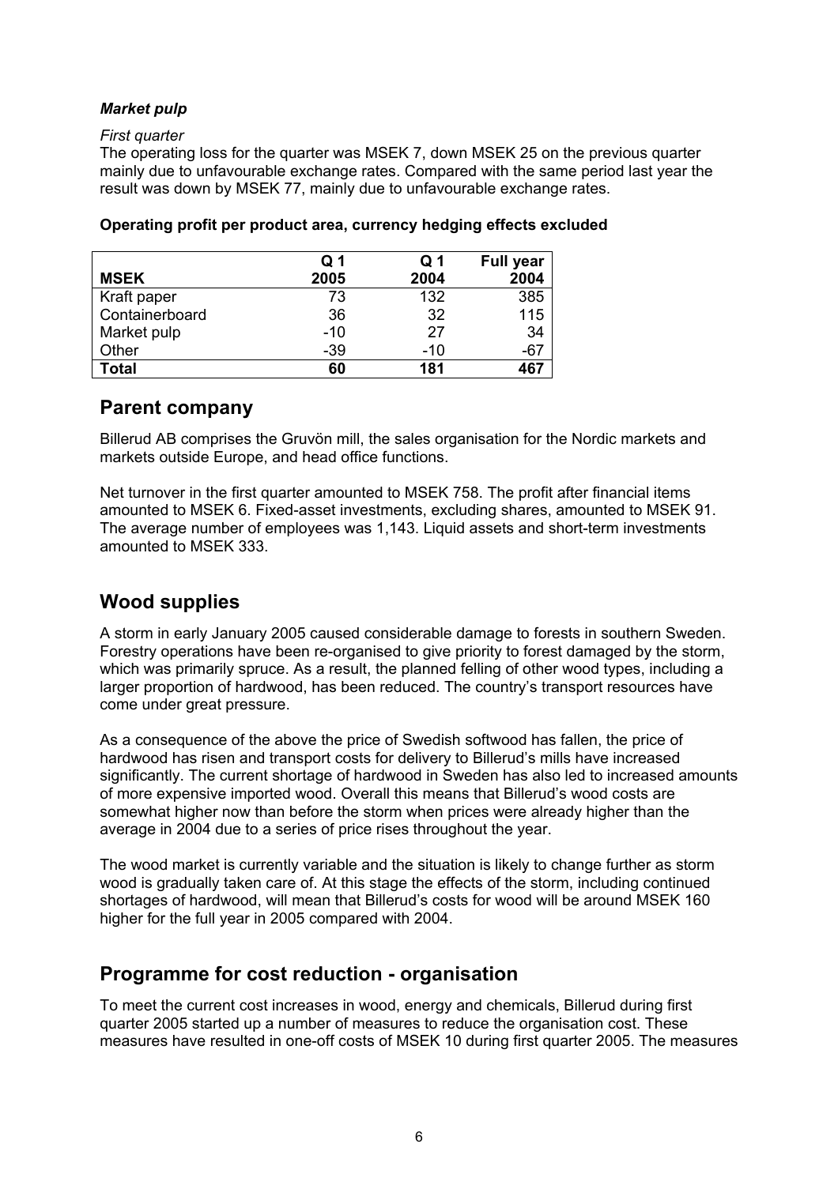### *Market pulp*

*First quarter*

The operating loss for the quarter was MSEK 7, down MSEK 25 on the previous quarter mainly due to unfavourable exchange rates. Compared with the same period last year the result was down by MSEK 77, mainly due to unfavourable exchange rates.

**Operating profit per product area, currency hedging effects excluded**

| MSEK | Q 1 2005 | Q 1 2004 | Full year 2004 |
|---|---|---|---|
| Kraft paper | 73 | 132 | 385 |
| Containerboard | 36 | 32 | 115 |
| Market pulp | -10 | 27 | 34 |
| Other | -39 | -10 | -67 |
| **Total** | **60** | **181** | **467** |

## Parent company

Billerud AB comprises the Gruvön mill, the sales organisation for the Nordic markets and markets outside Europe, and head office functions.

Net turnover in the first quarter amounted to MSEK 758. The profit after financial items amounted to MSEK 6. Fixed-asset investments, excluding shares, amounted to MSEK 91. The average number of employees was 1,143. Liquid assets and short-term investments amounted to MSEK 333.

## Wood supplies

A storm in early January 2005 caused considerable damage to forests in southern Sweden. Forestry operations have been re-organised to give priority to forest damaged by the storm, which was primarily spruce. As a result, the planned felling of other wood types, including a larger proportion of hardwood, has been reduced. The country's transport resources have come under great pressure.

As a consequence of the above the price of Swedish softwood has fallen, the price of hardwood has risen and transport costs for delivery to Billerud's mills have increased significantly. The current shortage of hardwood in Sweden has also led to increased amounts of more expensive imported wood. Overall this means that Billerud's wood costs are somewhat higher now than before the storm when prices were already higher than the average in 2004 due to a series of price rises throughout the year.

The wood market is currently variable and the situation is likely to change further as storm wood is gradually taken care of. At this stage the effects of the storm, including continued shortages of hardwood, will mean that Billerud's costs for wood will be around MSEK 160 higher for the full year in 2005 compared with 2004.

## Programme for cost reduction - organisation

To meet the current cost increases in wood, energy and chemicals, Billerud during first quarter 2005 started up a number of measures to reduce the organisation cost. These measures have resulted in one-off costs of MSEK 10 during first quarter 2005. The measures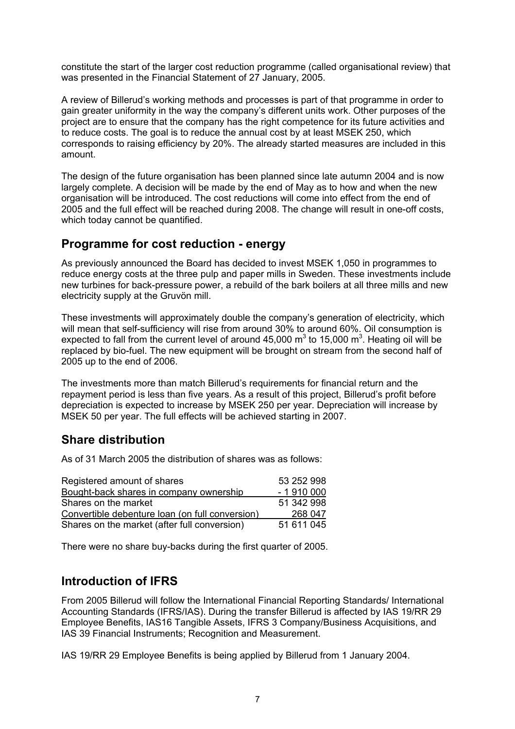constitute the start of the larger cost reduction programme (called organisational review) that was presented in the Financial Statement of 27 January, 2005.

A review of Billerud's working methods and processes is part of that programme in order to gain greater uniformity in the way the company's different units work. Other purposes of the project are to ensure that the company has the right competence for its future activities and to reduce costs. The goal is to reduce the annual cost by at least MSEK 250, which corresponds to raising efficiency by 20%. The already started measures are included in this amount.

The design of the future organisation has been planned since late autumn 2004 and is now largely complete. A decision will be made by the end of May as to how and when the new organisation will be introduced. The cost reductions will come into effect from the end of 2005 and the full effect will be reached during 2008. The change will result in one-off costs, which today cannot be quantified.

## Programme for cost reduction - energy

As previously announced the Board has decided to invest MSEK 1,050 in programmes to reduce energy costs at the three pulp and paper mills in Sweden. These investments include new turbines for back-pressure power, a rebuild of the bark boilers at all three mills and new electricity supply at the Gruvön mill.

These investments will approximately double the company's generation of electricity, which will mean that self-sufficiency will rise from around 30% to around 60%. Oil consumption is expected to fall from the current level of around 45,000 $m^3$ to 15,000 $m^3$. Heating oil will be replaced by bio-fuel. The new equipment will be brought on stream from the second half of 2005 up to the end of 2006.

The investments more than match Billerud's requirements for financial return and the repayment period is less than five years. As a result of this project, Billerud's profit before depreciation is expected to increase by MSEK 250 per year. Depreciation will increase by MSEK 50 per year. The full effects will be achieved starting in 2007.

## Share distribution

As of 31 March 2005 the distribution of shares was as follows:

| | |
|---|---|
| Registered amount of shares | 53 252 998 |
| Bought-back shares in company ownership | - 1 910 000 |
| Shares on the market | 51 342 998 |
| Convertible debenture loan (on full conversion) | 268 047 |
| Shares on the market (after full conversion) | 51 611 045 |

There were no share buy-backs during the first quarter of 2005.

## Introduction of IFRS

From 2005 Billerud will follow the International Financial Reporting Standards/ International Accounting Standards (IFRS/IAS). During the transfer Billerud is affected by IAS 19/RR 29 Employee Benefits, IAS16 Tangible Assets, IFRS 3 Company/Business Acquisitions, and IAS 39 Financial Instruments; Recognition and Measurement.

IAS 19/RR 29 Employee Benefits is being applied by Billerud from 1 January 2004.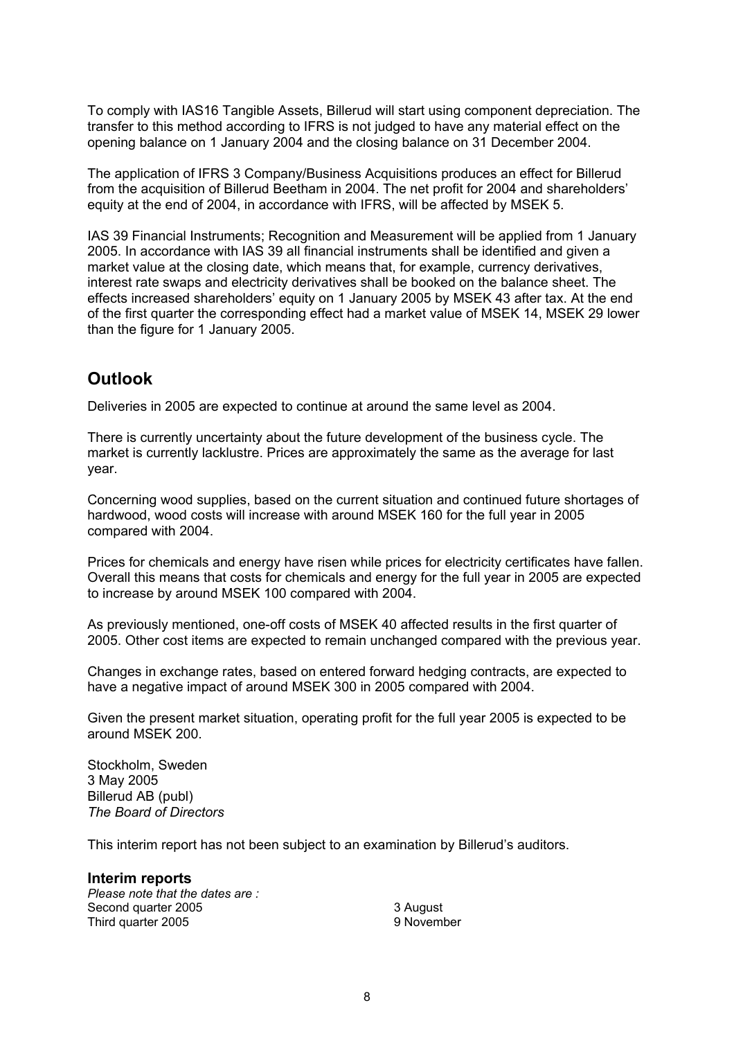To comply with IAS16 Tangible Assets, Billerud will start using component depreciation. The transfer to this method according to IFRS is not judged to have any material effect on the opening balance on 1 January 2004 and the closing balance on 31 December 2004.

The application of IFRS 3 Company/Business Acquisitions produces an effect for Billerud from the acquisition of Billerud Beetham in 2004. The net profit for 2004 and shareholders' equity at the end of 2004, in accordance with IFRS, will be affected by MSEK 5.

IAS 39 Financial Instruments; Recognition and Measurement will be applied from 1 January 2005. In accordance with IAS 39 all financial instruments shall be identified and given a market value at the closing date, which means that, for example, currency derivatives, interest rate swaps and electricity derivatives shall be booked on the balance sheet. The effects increased shareholders' equity on 1 January 2005 by MSEK 43 after tax. At the end of the first quarter the corresponding effect had a market value of MSEK 14, MSEK 29 lower than the figure for 1 January 2005.

## Outlook

Deliveries in 2005 are expected to continue at around the same level as 2004.

There is currently uncertainty about the future development of the business cycle. The market is currently lacklustre. Prices are approximately the same as the average for last year.

Concerning wood supplies, based on the current situation and continued future shortages of hardwood, wood costs will increase with around MSEK 160 for the full year in 2005 compared with 2004.

Prices for chemicals and energy have risen while prices for electricity certificates have fallen. Overall this means that costs for chemicals and energy for the full year in 2005 are expected to increase by around MSEK 100 compared with 2004.

As previously mentioned, one-off costs of MSEK 40 affected results in the first quarter of 2005. Other cost items are expected to remain unchanged compared with the previous year.

Changes in exchange rates, based on entered forward hedging contracts, are expected to have a negative impact of around MSEK 300 in 2005 compared with 2004.

Given the present market situation, operating profit for the full year 2005 is expected to be around MSEK 200.

Stockholm, Sweden
3 May 2005
Billerud AB (publ)
*The Board of Directors*

This interim report has not been subject to an examination by Billerud's auditors.

### Interim reports

*Please note that the dates are :*

| | |
|---|---|
| Second quarter 2005 | 3 August |
| Third quarter 2005 | 9 November |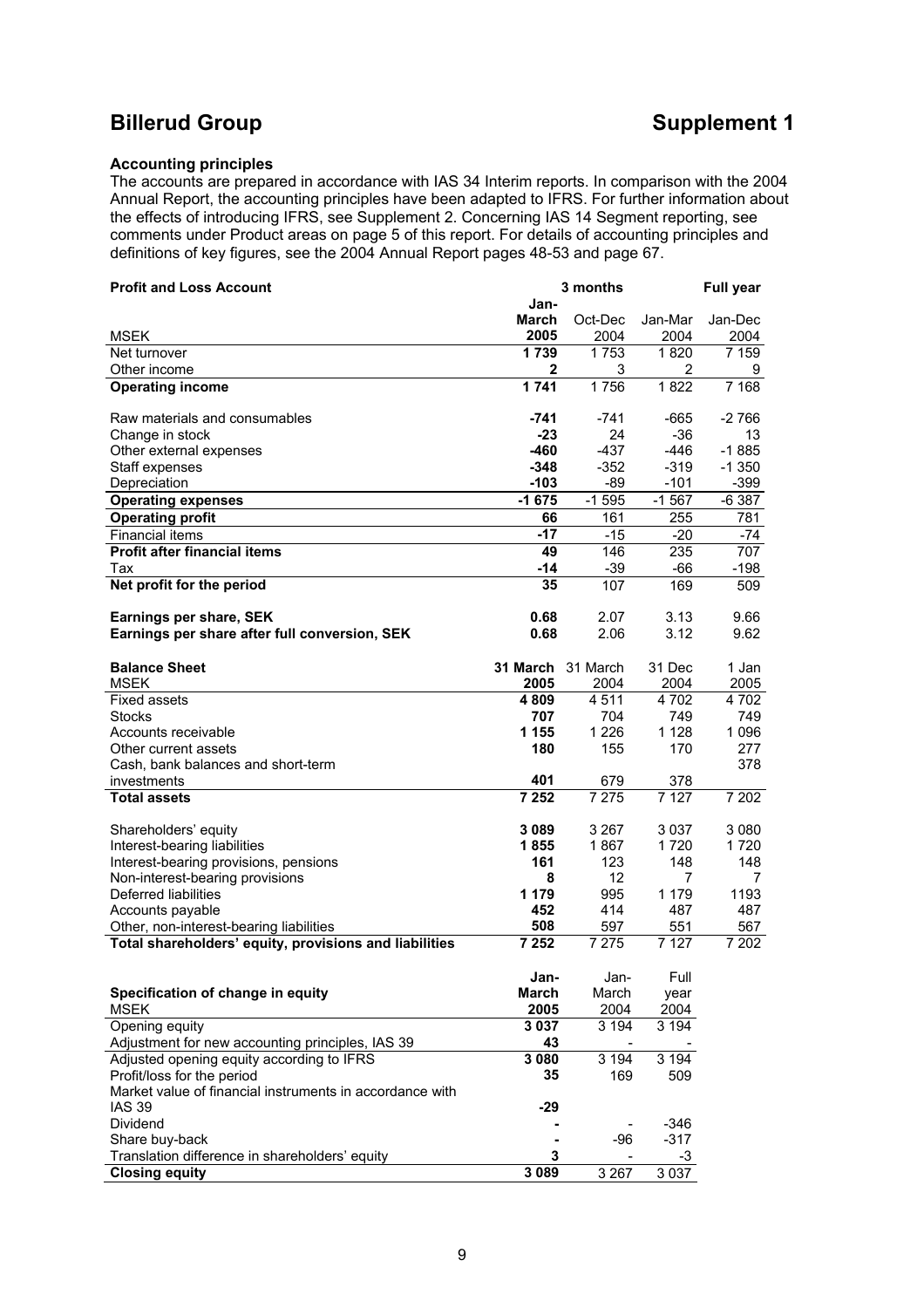# Billerud Group

# Supplement 1

**Accounting principles**

The accounts are prepared in accordance with IAS 34 Interim reports. In comparison with the 2004 Annual Report, the accounting principles have been adapted to IFRS. For further information about the effects of introducing IFRS, see Supplement 2. Concerning IAS 14 Segment reporting, see comments under Product areas on page 5 of this report. For details of accounting principles and definitions of key figures, see the 2004 Annual Report pages 48-53 and page 67.

| **Profit and Loss Account** | | **3 months** | | **Full year** |
|---|---|---|---|---|
| MSEK | **Jan-March 2005** | Oct-Dec 2004 | Jan-Mar 2004 | Jan-Dec 2004 |
| Net turnover | **1 739** | 1 753 | 1 820 | 7 159 |
| Other income | **2** | 3 | 2 | 9 |
| **Operating income** | **1 741** | 1 756 | 1 822 | 7 168 |
| Raw materials and consumables | **-741** | -741 | -665 | -2 766 |
| Change in stock | **-23** | 24 | -36 | 13 |
| Other external expenses | **-460** | -437 | -446 | -1 885 |
| Staff expenses | **-348** | -352 | -319 | -1 350 |
| Depreciation | **-103** | -89 | -101 | -399 |
| **Operating expenses** | **-1 675** | -1 595 | -1 567 | -6 387 |
| **Operating profit** | **66** | 161 | 255 | 781 |
| Financial items | **-17** | -15 | -20 | -74 |
| **Profit after financial items** | **49** | 146 | 235 | 707 |
| Tax | **-14** | -39 | -66 | -198 |
| **Net profit for the period** | **35** | 107 | 169 | 509 |
| **Earnings per share, SEK** | **0.68** | 2.07 | 3.13 | 9.66 |
| **Earnings per share after full conversion, SEK** | **0.68** | 2.06 | 3.12 | 9.62 |

| **Balance Sheet** | **31 March** | 31 March | 31 Dec | 1 Jan |
|---|---|---|---|---|
| MSEK | **2005** | 2004 | 2004 | 2005 |
| Fixed assets | **4 809** | 4 511 | 4 702 | 4 702 |
| Stocks | **707** | 704 | 749 | 749 |
| Accounts receivable | **1 155** | 1 226 | 1 128 | 1 096 |
| Other current assets | **180** | 155 | 170 | 277 |
| Cash, bank balances and short-term investments | **401** | 679 | 378 | 378 |
| **Total assets** | **7 252** | 7 275 | 7 127 | 7 202 |
| Shareholders' equity | **3 089** | 3 267 | 3 037 | 3 080 |
| Interest-bearing liabilities | **1 855** | 1 867 | 1 720 | 1 720 |
| Interest-bearing provisions, pensions | **161** | 123 | 148 | 148 |
| Non-interest-bearing provisions | **8** | 12 | 7 | 7 |
| Deferred liabilities | **1 179** | 995 | 1 179 | 1193 |
| Accounts payable | **452** | 414 | 487 | 487 |
| Other, non-interest-bearing liabilities | **508** | 597 | 551 | 567 |
| **Total shareholders' equity, provisions and liabilities** | **7 252** | 7 275 | 7 127 | 7 202 |

| **Specification of change in equity** | **Jan-March** | Jan-March | Full year |
|---|---|---|---|
| MSEK | **2005** | 2004 | 2004 |
| Opening equity | **3 037** | 3 194 | 3 194 |
| Adjustment for new accounting principles, IAS 39 | **43** | - | - |
| Adjusted opening equity according to IFRS | **3 080** | 3 194 | 3 194 |
| Profit/loss for the period | **35** | 169 | 509 |
| Market value of financial instruments in accordance with IAS 39 | **-29** | | |
| Dividend | **-** | - | -346 |
| Share buy-back | **-** | -96 | -317 |
| Translation difference in shareholders' equity | **3** | - | -3 |
| **Closing equity** | **3 089** | 3 267 | 3 037 |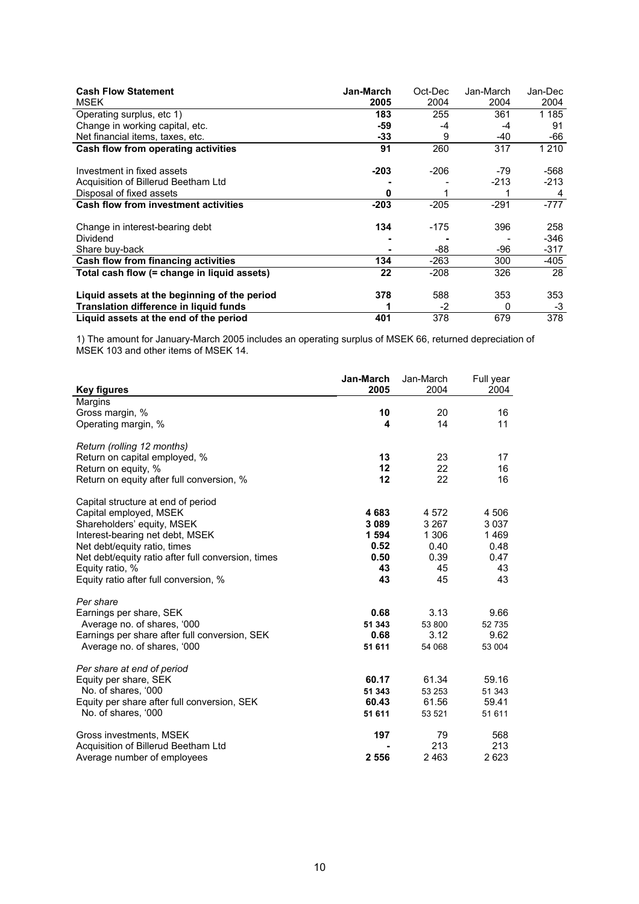| **Cash Flow Statement** MSEK | **Jan-March 2005** | Oct-Dec 2004 | Jan-March 2004 | Jan-Dec 2004 |
|---|---|---|---|---|
| Operating surplus, etc 1) | **183** | 255 | 361 | 1 185 |
| Change in working capital, etc. | **-59** | -4 | -4 | 91 |
| Net financial items, taxes, etc. | **-33** | 9 | -40 | -66 |
| **Cash flow from operating activities** | **91** | 260 | 317 | 1 210 |
| | | | | |
| Investment in fixed assets | **-203** | -206 | -79 | -568 |
| Acquisition of Billerud Beetham Ltd | **-** | - | -213 | -213 |
| Disposal of fixed assets | **0** | 1 | 1 | 4 |
| **Cash flow from investment activities** | **-203** | -205 | -291 | -777 |
| | | | | |
| Change in interest-bearing debt | **134** | -175 | 396 | 258 |
| Dividend | **-** | **-** | - | -346 |
| Share buy-back | **-** | -88 | -96 | -317 |
| **Cash flow from financing activities** | **134** | -263 | 300 | -405 |
| **Total cash flow (= change in liquid assets)** | **22** | -208 | 326 | 28 |
| | | | | |
| **Liquid assets at the beginning of the period** | **378** | 588 | 353 | 353 |
| **Translation difference in liquid funds** | **1** | -2 | 0 | -3 |
| **Liquid assets at the end of the period** | **401** | 378 | 679 | 378 |

1) The amount for January-March 2005 includes an operating surplus of MSEK 66, returned depreciation of MSEK 103 and other items of MSEK 14.

| **Key figures** | **Jan-March 2005** | Jan-March 2004 | Full year 2004 |
|---|---|---|---|
| Margins | | | |
| Gross margin, % | **10** | 20 | 16 |
| Operating margin, % | **4** | 14 | 11 |
| | | | |
| *Return (rolling 12 months)* | | | |
| Return on capital employed, % | **13** | 23 | 17 |
| Return on equity, % | **12** | 22 | 16 |
| Return on equity after full conversion, % | **12** | 22 | 16 |
| | | | |
| Capital structure at end of period | | | |
| Capital employed, MSEK | **4 683** | 4 572 | 4 506 |
| Shareholders' equity, MSEK | **3 089** | 3 267 | 3 037 |
| Interest-bearing net debt, MSEK | **1 594** | 1 306 | 1 469 |
| Net debt/equity ratio, times | **0.52** | 0.40 | 0.48 |
| Net debt/equity ratio after full conversion, times | **0.50** | 0.39 | 0.47 |
| Equity ratio, % | **43** | 45 | 43 |
| Equity ratio after full conversion, % | **43** | 45 | 43 |
| | | | |
| *Per share* | | | |
| Earnings per share, SEK | **0.68** | 3.13 | 9.66 |
| Average no. of shares, '000 | **51 343** | 53 800 | 52 735 |
| Earnings per share after full conversion, SEK | **0.68** | 3.12 | 9.62 |
| Average no. of shares, '000 | **51 611** | 54 068 | 53 004 |
| | | | |
| *Per share at end of period* | | | |
| Equity per share, SEK | **60.17** | 61.34 | 59.16 |
| No. of shares, '000 | **51 343** | 53 253 | 51 343 |
| Equity per share after full conversion, SEK | **60.43** | 61.56 | 59.41 |
| No. of shares, '000 | **51 611** | 53 521 | 51 611 |
| | | | |
| Gross investments, MSEK | **197** | 79 | 568 |
| Acquisition of Billerud Beetham Ltd | **-** | 213 | 213 |
| Average number of employees | **2 556** | 2 463 | 2 623 |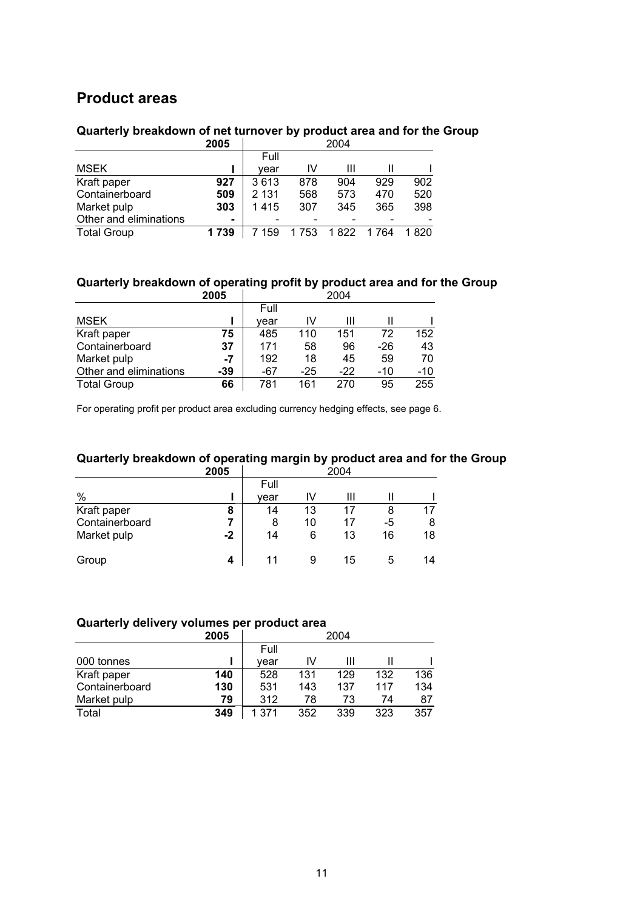## Product areas

### Quarterly breakdown of net turnover by product area and for the Group

| | **2005** | 2004 | | | | |
|---|---|---|---|---|---|---|
| MSEK | **I** | Full year | IV | III | II | I |
| Kraft paper | **927** | 3 613 | 878 | 904 | 929 | 902 |
| Containerboard | **509** | 2 131 | 568 | 573 | 470 | 520 |
| Market pulp | **303** | 1 415 | 307 | 345 | 365 | 398 |
| Other and eliminations | **-** | - | - | - | - | - |
| Total Group | **1 739** | 7 159 | 1 753 | 1 822 | 1 764 | 1 820 |

### Quarterly breakdown of operating profit by product area and for the Group

| | **2005** | 2004 | | | | |
|---|---|---|---|---|---|---|
| MSEK | **I** | Full year | IV | III | II | I |
| Kraft paper | **75** | 485 | 110 | 151 | 72 | 152 |
| Containerboard | **37** | 171 | 58 | 96 | -26 | 43 |
| Market pulp | **-7** | 192 | 18 | 45 | 59 | 70 |
| Other and eliminations | **-39** | -67 | -25 | -22 | -10 | -10 |
| Total Group | **66** | 781 | 161 | 270 | 95 | 255 |

For operating profit per product area excluding currency hedging effects, see page 6.

### Quarterly breakdown of operating margin by product area and for the Group

| | **2005** | 2004 | | | | |
|---|---|---|---|---|---|---|
| % | **I** | Full year | IV | III | II | I |
| Kraft paper | **8** | 14 | 13 | 17 | 8 | 17 |
| Containerboard | **7** | 8 | 10 | 17 | -5 | 8 |
| Market pulp | **-2** | 14 | 6 | 13 | 16 | 18 |
| Group | **4** | 11 | 9 | 15 | 5 | 14 |

### Quarterly delivery volumes per product area

| | **2005** | 2004 | | | | |
|---|---|---|---|---|---|---|
| 000 tonnes | **I** | Full year | IV | III | II | I |
| Kraft paper | **140** | 528 | 131 | 129 | 132 | 136 |
| Containerboard | **130** | 531 | 143 | 137 | 117 | 134 |
| Market pulp | **79** | 312 | 78 | 73 | 74 | 87 |
| Total | **349** | 1 371 | 352 | 339 | 323 | 357 |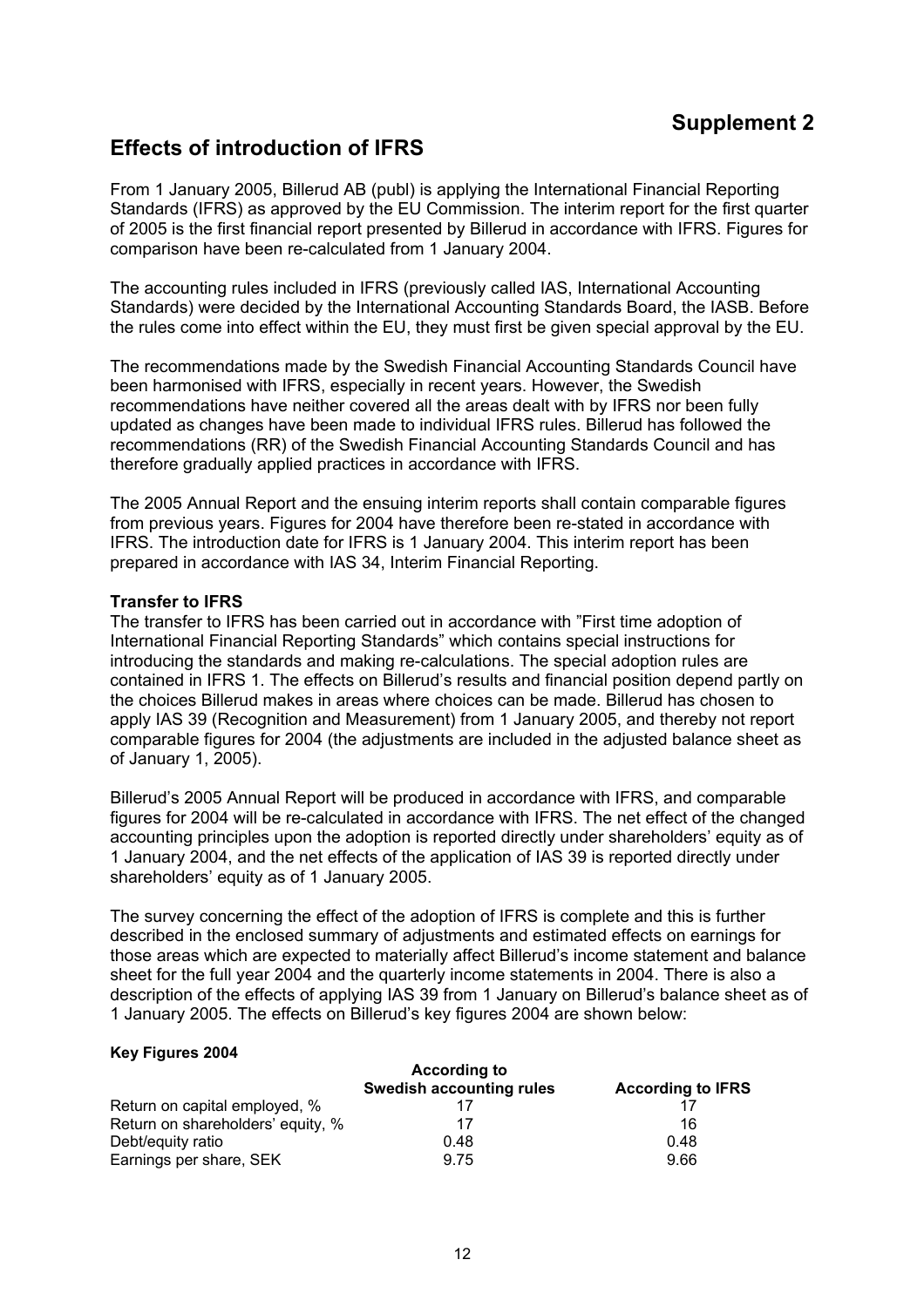# Supplement 2

## Effects of introduction of IFRS

From 1 January 2005, Billerud AB (publ) is applying the International Financial Reporting Standards (IFRS) as approved by the EU Commission. The interim report for the first quarter of 2005 is the first financial report presented by Billerud in accordance with IFRS. Figures for comparison have been re-calculated from 1 January 2004.

The accounting rules included in IFRS (previously called IAS, International Accounting Standards) were decided by the International Accounting Standards Board, the IASB. Before the rules come into effect within the EU, they must first be given special approval by the EU.

The recommendations made by the Swedish Financial Accounting Standards Council have been harmonised with IFRS, especially in recent years. However, the Swedish recommendations have neither covered all the areas dealt with by IFRS nor been fully updated as changes have been made to individual IFRS rules. Billerud has followed the recommendations (RR) of the Swedish Financial Accounting Standards Council and has therefore gradually applied practices in accordance with IFRS.

The 2005 Annual Report and the ensuing interim reports shall contain comparable figures from previous years. Figures for 2004 have therefore been re-stated in accordance with IFRS. The introduction date for IFRS is 1 January 2004. This interim report has been prepared in accordance with IAS 34, Interim Financial Reporting.

**Transfer to IFRS**

The transfer to IFRS has been carried out in accordance with "First time adoption of International Financial Reporting Standards" which contains special instructions for introducing the standards and making re-calculations. The special adoption rules are contained in IFRS 1. The effects on Billerud's results and financial position depend partly on the choices Billerud makes in areas where choices can be made. Billerud has chosen to apply IAS 39 (Recognition and Measurement) from 1 January 2005, and thereby not report comparable figures for 2004 (the adjustments are included in the adjusted balance sheet as of January 1, 2005).

Billerud's 2005 Annual Report will be produced in accordance with IFRS, and comparable figures for 2004 will be re-calculated in accordance with IFRS. The net effect of the changed accounting principles upon the adoption is reported directly under shareholders' equity as of 1 January 2004, and the net effects of the application of IAS 39 is reported directly under shareholders' equity as of 1 January 2005.

The survey concerning the effect of the adoption of IFRS is complete and this is further described in the enclosed summary of adjustments and estimated effects on earnings for those areas which are expected to materially affect Billerud's income statement and balance sheet for the full year 2004 and the quarterly income statements in 2004. There is also a description of the effects of applying IAS 39 from 1 January on Billerud's balance sheet as of 1 January 2005. The effects on Billerud's key figures 2004 are shown below:

**Key Figures 2004**

| | According to Swedish accounting rules | According to IFRS |
|---|---|---|
| Return on capital employed, % | 17 | 17 |
| Return on shareholders' equity, % | 17 | 16 |
| Debt/equity ratio | 0.48 | 0.48 |
| Earnings per share, SEK | 9.75 | 9.66 |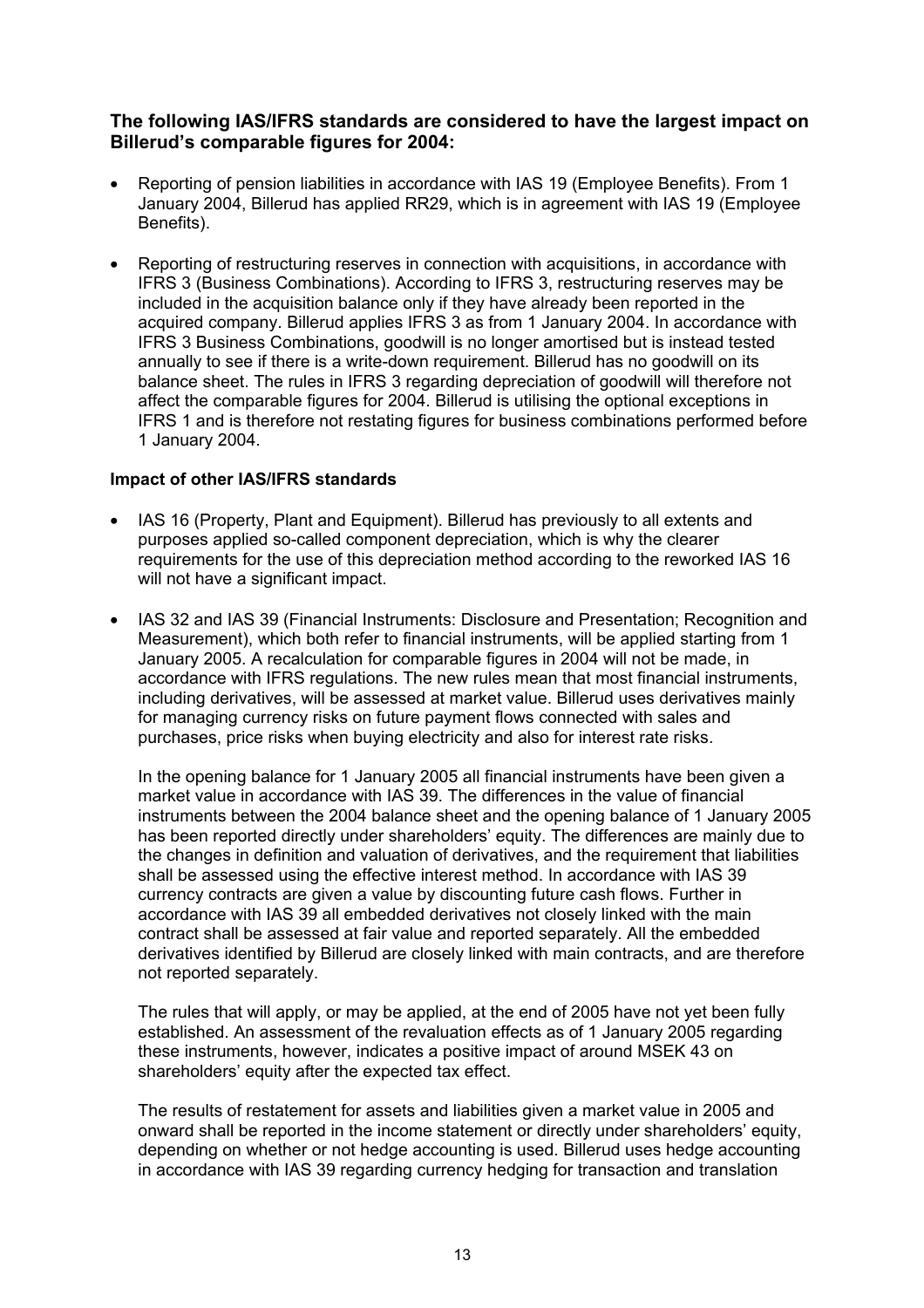### The following IAS/IFRS standards are considered to have the largest impact on Billerud's comparable figures for 2004:

- Reporting of pension liabilities in accordance with IAS 19 (Employee Benefits). From 1 January 2004, Billerud has applied RR29, which is in agreement with IAS 19 (Employee Benefits).
- Reporting of restructuring reserves in connection with acquisitions, in accordance with IFRS 3 (Business Combinations). According to IFRS 3, restructuring reserves may be included in the acquisition balance only if they have already been reported in the acquired company. Billerud applies IFRS 3 as from 1 January 2004. In accordance with IFRS 3 Business Combinations, goodwill is no longer amortised but is instead tested annually to see if there is a write-down requirement. Billerud has no goodwill on its balance sheet. The rules in IFRS 3 regarding depreciation of goodwill will therefore not affect the comparable figures for 2004. Billerud is utilising the optional exceptions in IFRS 1 and is therefore not restating figures for business combinations performed before 1 January 2004.

**Impact of other IAS/IFRS standards**

- IAS 16 (Property, Plant and Equipment). Billerud has previously to all extents and purposes applied so-called component depreciation, which is why the clearer requirements for the use of this depreciation method according to the reworked IAS 16 will not have a significant impact.
- IAS 32 and IAS 39 (Financial Instruments: Disclosure and Presentation; Recognition and Measurement), which both refer to financial instruments, will be applied starting from 1 January 2005. A recalculation for comparable figures in 2004 will not be made, in accordance with IFRS regulations. The new rules mean that most financial instruments, including derivatives, will be assessed at market value. Billerud uses derivatives mainly for managing currency risks on future payment flows connected with sales and purchases, price risks when buying electricity and also for interest rate risks.

  In the opening balance for 1 January 2005 all financial instruments have been given a market value in accordance with IAS 39. The differences in the value of financial instruments between the 2004 balance sheet and the opening balance of 1 January 2005 has been reported directly under shareholders' equity. The differences are mainly due to the changes in definition and valuation of derivatives, and the requirement that liabilities shall be assessed using the effective interest method. In accordance with IAS 39 currency contracts are given a value by discounting future cash flows. Further in accordance with IAS 39 all embedded derivatives not closely linked with the main contract shall be assessed at fair value and reported separately. All the embedded derivatives identified by Billerud are closely linked with main contracts, and are therefore not reported separately.

  The rules that will apply, or may be applied, at the end of 2005 have not yet been fully established. An assessment of the revaluation effects as of 1 January 2005 regarding these instruments, however, indicates a positive impact of around MSEK 43 on shareholders' equity after the expected tax effect.

  The results of restatement for assets and liabilities given a market value in 2005 and onward shall be reported in the income statement or directly under shareholders' equity, depending on whether or not hedge accounting is used. Billerud uses hedge accounting in accordance with IAS 39 regarding currency hedging for transaction and translation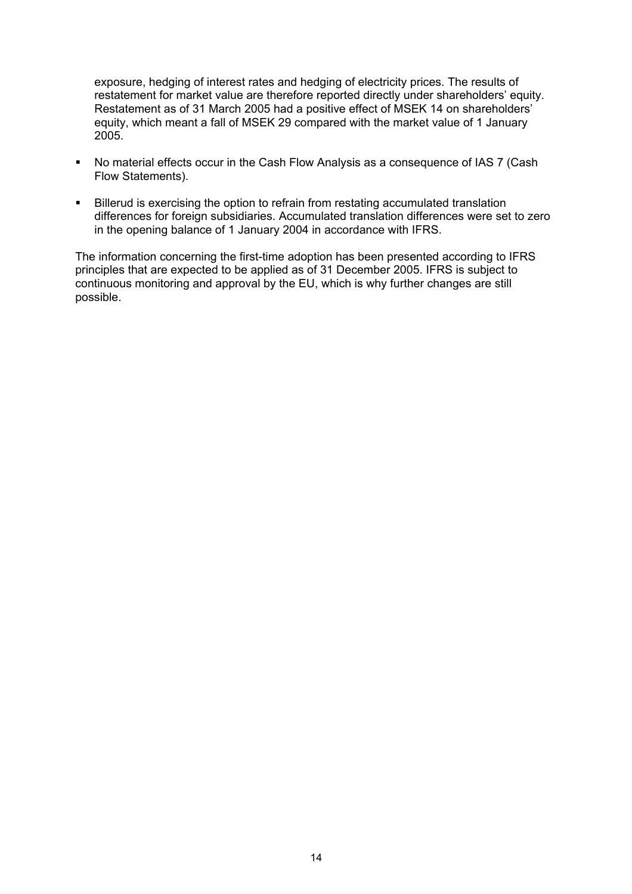exposure, hedging of interest rates and hedging of electricity prices. The results of restatement for market value are therefore reported directly under shareholders' equity. Restatement as of 31 March 2005 had a positive effect of MSEK 14 on shareholders' equity, which meant a fall of MSEK 29 compared with the market value of 1 January 2005.

- No material effects occur in the Cash Flow Analysis as a consequence of IAS 7 (Cash Flow Statements).
- Billerud is exercising the option to refrain from restating accumulated translation differences for foreign subsidiaries. Accumulated translation differences were set to zero in the opening balance of 1 January 2004 in accordance with IFRS.

The information concerning the first-time adoption has been presented according to IFRS principles that are expected to be applied as of 31 December 2005. IFRS is subject to continuous monitoring and approval by the EU, which is why further changes are still possible.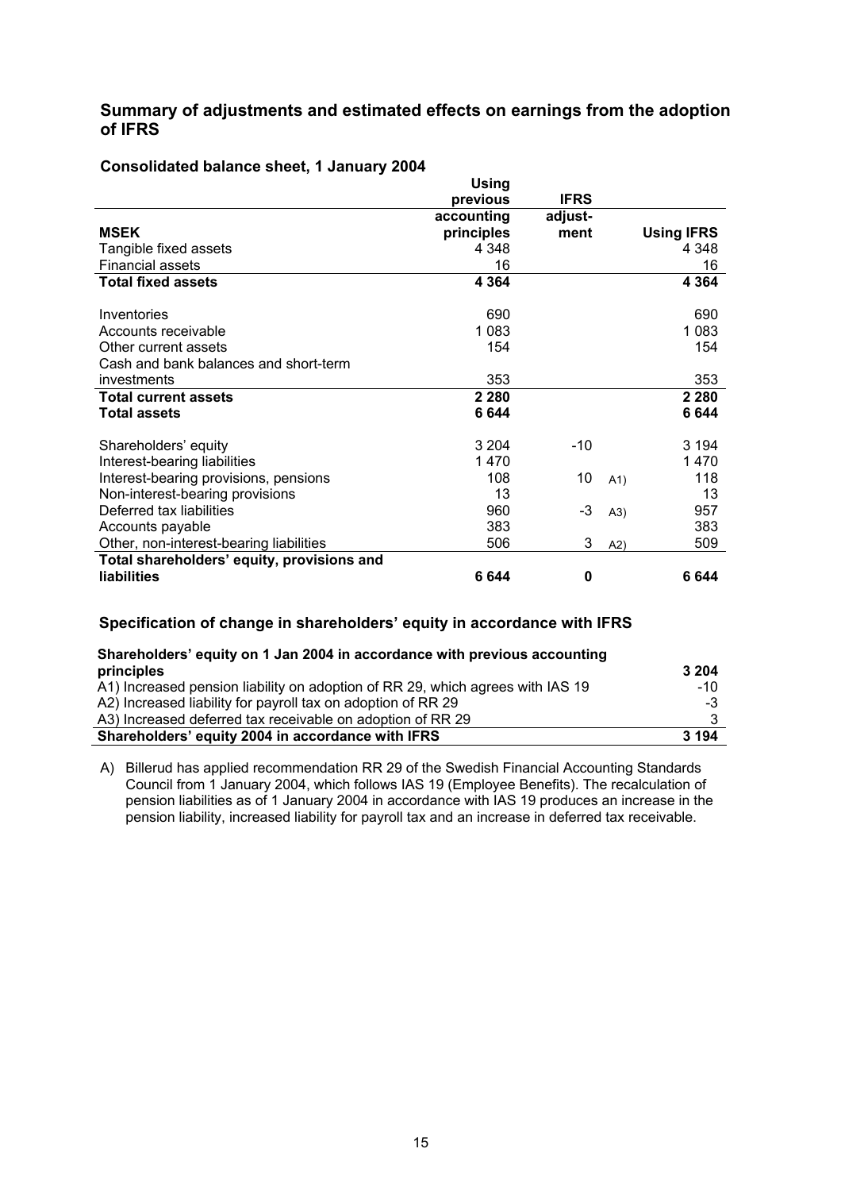## Summary of adjustments and estimated effects on earnings from the adoption of IFRS

### Consolidated balance sheet, 1 January 2004

| MSEK | Using previous accounting principles | IFRS adjust-ment | | Using IFRS |
|---|---|---|---|---|
| Tangible fixed assets | 4 348 | | | 4 348 |
| Financial assets | 16 | | | 16 |
| **Total fixed assets** | **4 364** | | | **4 364** |
| | | | | |
| Inventories | 690 | | | 690 |
| Accounts receivable | 1 083 | | | 1 083 |
| Other current assets | 154 | | | 154 |
| Cash and bank balances and short-term investments | 353 | | | 353 |
| **Total current assets** | **2 280** | | | **2 280** |
| **Total assets** | **6 644** | | | **6 644** |
| | | | | |
| Shareholders' equity | 3 204 | -10 | | 3 194 |
| Interest-bearing liabilities | 1 470 | | | 1 470 |
| Interest-bearing provisions, pensions | 108 | 10 | A1) | 118 |
| Non-interest-bearing provisions | 13 | | | 13 |
| Deferred tax liabilities | 960 | -3 | A3) | 957 |
| Accounts payable | 383 | | | 383 |
| Other, non-interest-bearing liabilities | 506 | 3 | A2) | 509 |
| **Total shareholders' equity, provisions and liabilities** | **6 644** | **0** | | **6 644** |

### Specification of change in shareholders' equity in accordance with IFRS

| | |
|---|---|
| **Shareholders' equity on 1 Jan 2004 in accordance with previous accounting principles** | **3 204** |
| A1) Increased pension liability on adoption of RR 29, which agrees with IAS 19 | -10 |
| A2) Increased liability for payroll tax on adoption of RR 29 | -3 |
| A3) Increased deferred tax receivable on adoption of RR 29 | 3 |
| **Shareholders' equity 2004 in accordance with IFRS** | **3 194** |

A) Billerud has applied recommendation RR 29 of the Swedish Financial Accounting Standards Council from 1 January 2004, which follows IAS 19 (Employee Benefits). The recalculation of pension liabilities as of 1 January 2004 in accordance with IAS 19 produces an increase in the pension liability, increased liability for payroll tax and an increase in deferred tax receivable.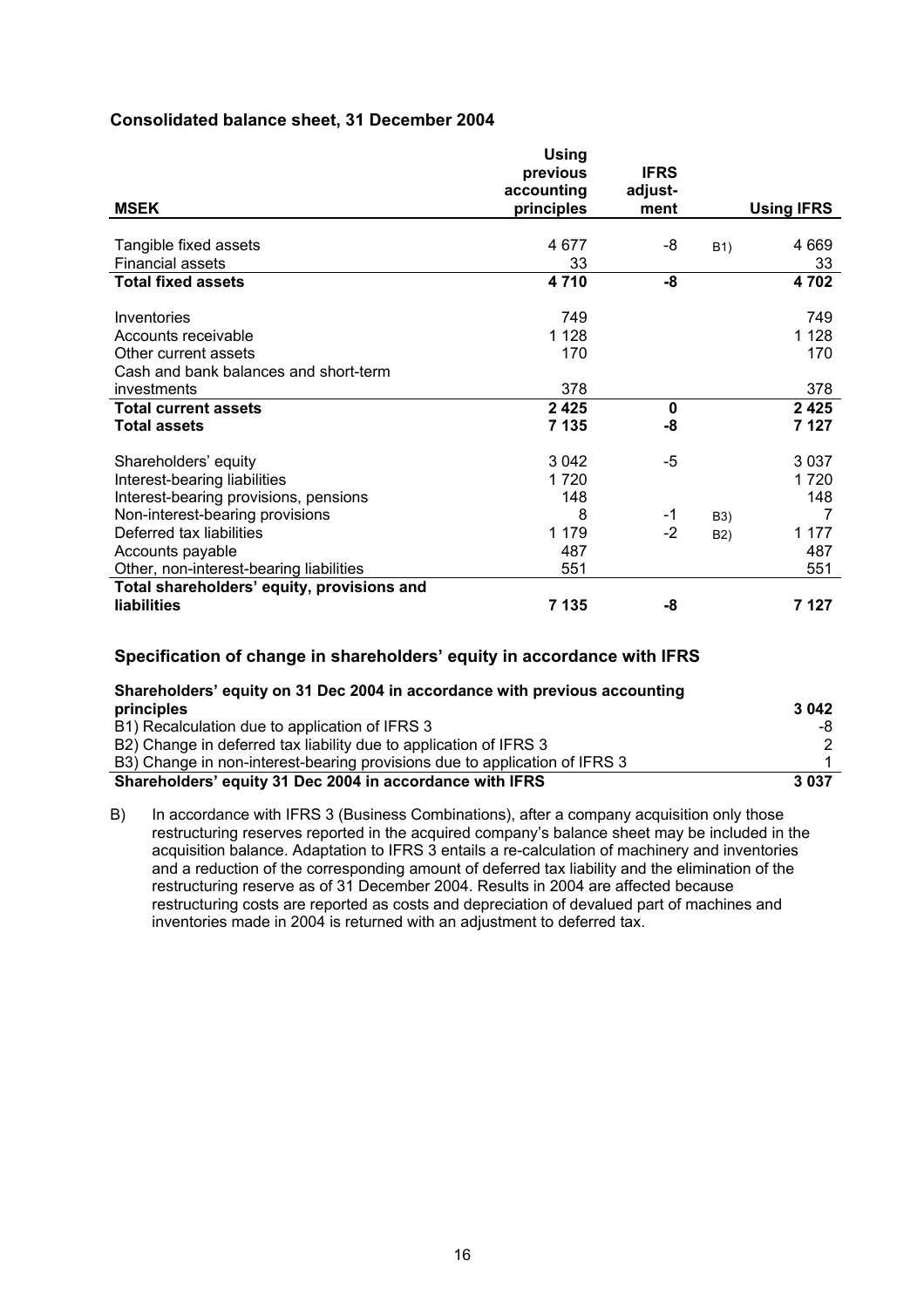### Consolidated balance sheet, 31 December 2004

| MSEK | Using previous accounting principles | IFRS adjust-ment | | Using IFRS |
|---|---|---|---|---|
| Tangible fixed assets | 4 677 | -8 | B1) | 4 669 |
| Financial assets | 33 | | | 33 |
| **Total fixed assets** | **4 710** | **-8** | | **4 702** |
| Inventories | 749 | | | 749 |
| Accounts receivable | 1 128 | | | 1 128 |
| Other current assets | 170 | | | 170 |
| Cash and bank balances and short-term investments | 378 | | | 378 |
| **Total current assets** | **2 425** | **0** | | **2 425** |
| **Total assets** | **7 135** | **-8** | | **7 127** |
| Shareholders' equity | 3 042 | -5 | | 3 037 |
| Interest-bearing liabilities | 1 720 | | | 1 720 |
| Interest-bearing provisions, pensions | 148 | | | 148 |
| Non-interest-bearing provisions | 8 | -1 | B3) | 7 |
| Deferred tax liabilities | 1 179 | -2 | B2) | 1 177 |
| Accounts payable | 487 | | | 487 |
| Other, non-interest-bearing liabilities | 551 | | | 551 |
| **Total shareholders' equity, provisions and liabilities** | **7 135** | **-8** | | **7 127** |

### Specification of change in shareholders' equity in accordance with IFRS

| | |
|---|---|
| **Shareholders' equity on 31 Dec 2004 in accordance with previous accounting principles** | **3 042** |
| B1) Recalculation due to application of IFRS 3 | -8 |
| B2) Change in deferred tax liability due to application of IFRS 3 | 2 |
| B3) Change in non-interest-bearing provisions due to application of IFRS 3 | 1 |
| **Shareholders' equity 31 Dec 2004 in accordance with IFRS** | **3 037** |

B) In accordance with IFRS 3 (Business Combinations), after a company acquisition only those restructuring reserves reported in the acquired company's balance sheet may be included in the acquisition balance. Adaptation to IFRS 3 entails a re-calculation of machinery and inventories and a reduction of the corresponding amount of deferred tax liability and the elimination of the restructuring reserve as of 31 December 2004. Results in 2004 are affected because restructuring costs are reported as costs and depreciation of devalued part of machines and inventories made in 2004 is returned with an adjustment to deferred tax.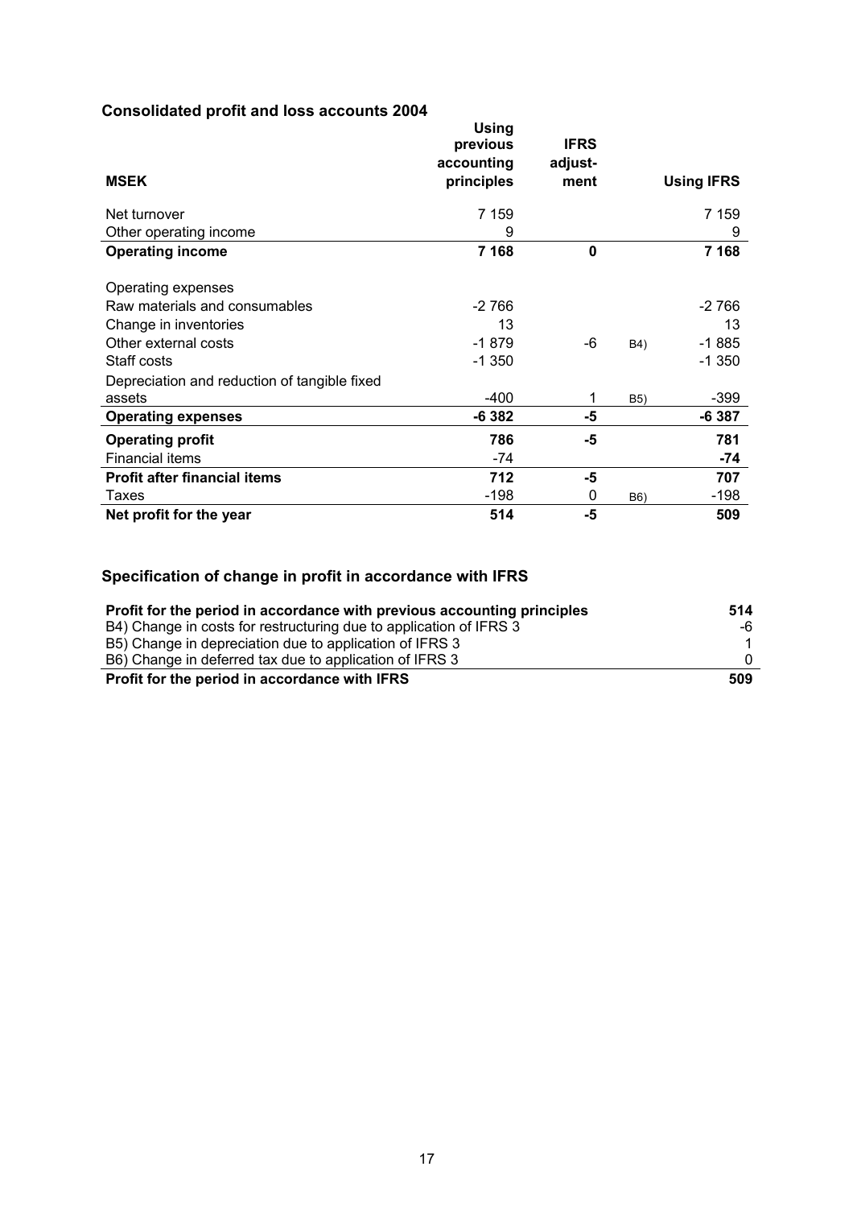### Consolidated profit and loss accounts 2004

| MSEK | Using previous accounting principles | IFRS adjust-ment | | Using IFRS |
|---|---|---|---|---|
| Net turnover | 7 159 | | | 7 159 |
| Other operating income | 9 | | | 9 |
| **Operating income** | **7 168** | **0** | | **7 168** |
| Operating expenses | | | | |
| Raw materials and consumables | -2 766 | | | -2 766 |
| Change in inventories | 13 | | | 13 |
| Other external costs | -1 879 | -6 | B4) | -1 885 |
| Staff costs | -1 350 | | | -1 350 |
| Depreciation and reduction of tangible fixed assets | -400 | 1 | B5) | -399 |
| **Operating expenses** | **-6 382** | **-5** | | **-6 387** |
| **Operating profit** | **786** | **-5** | | **781** |
| Financial items | -74 | | | **-74** |
| **Profit after financial items** | **712** | **-5** | | **707** |
| Taxes | -198 | 0 | B6) | -198 |
| **Net profit for the year** | **514** | **-5** | | **509** |

### Specification of change in profit in accordance with IFRS

| | |
|---|---|
| **Profit for the period in accordance with previous accounting principles** | **514** |
| B4) Change in costs for restructuring due to application of IFRS 3 | -6 |
| B5) Change in depreciation due to application of IFRS 3 | 1 |
| B6) Change in deferred tax due to application of IFRS 3 | 0 |
| **Profit for the period in accordance with IFRS** | **509** |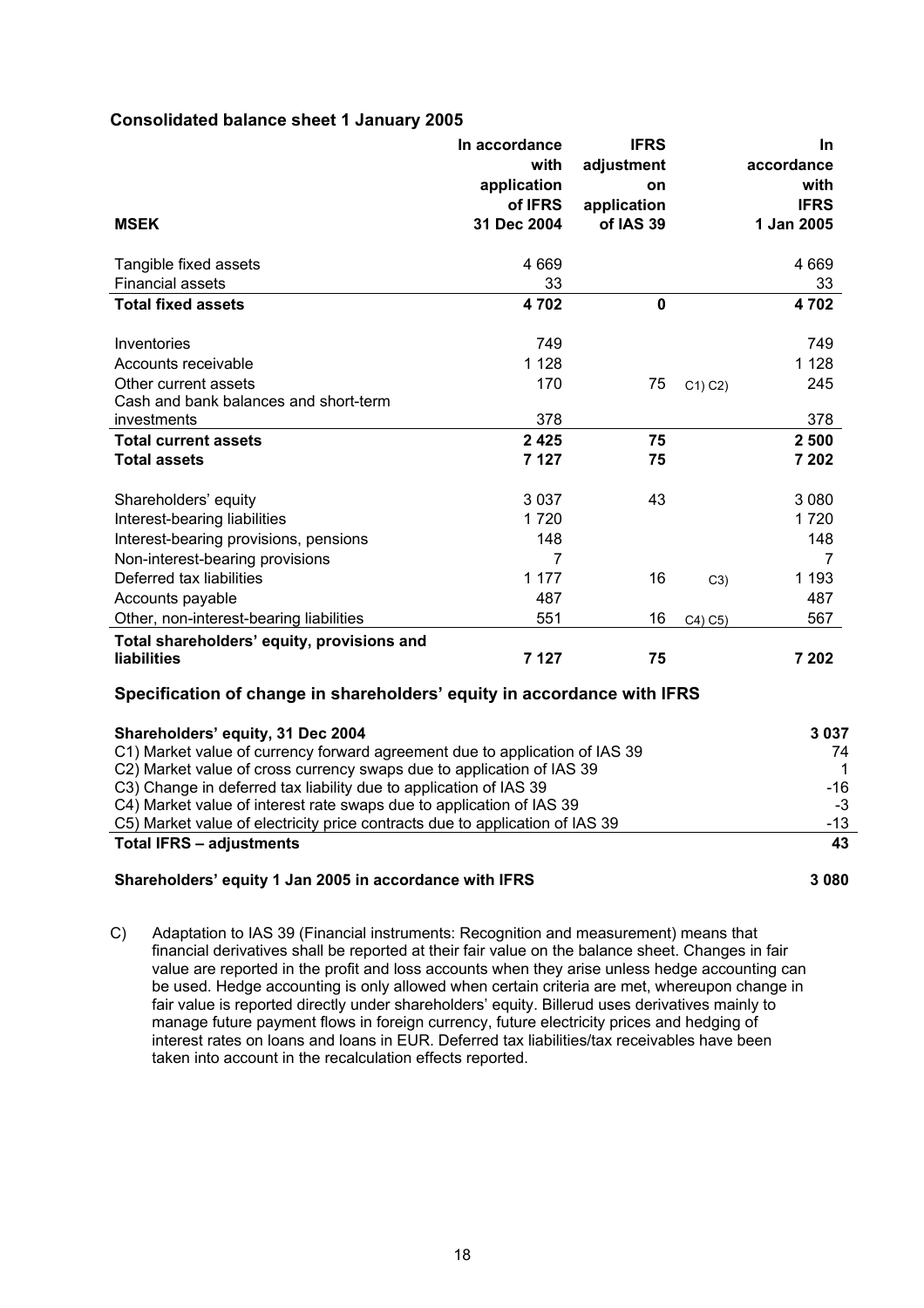**Consolidated balance sheet 1 January 2005**

| MSEK | In accordance with application of IFRS 31 Dec 2004 | IFRS adjustment on application of IAS 39 | | In accordance with IFRS 1 Jan 2005 |
|---|---|---|---|---|
| Tangible fixed assets | 4 669 | | | 4 669 |
| Financial assets | 33 | | | 33 |
| **Total fixed assets** | **4 702** | **0** | | **4 702** |
| Inventories | 749 | | | 749 |
| Accounts receivable | 1 128 | | | 1 128 |
| Other current assets | 170 | 75 | C1) C2) | 245 |
| Cash and bank balances and short-term investments | 378 | | | 378 |
| **Total current assets** | **2 425** | **75** | | **2 500** |
| **Total assets** | **7 127** | **75** | | **7 202** |
| Shareholders' equity | 3 037 | 43 | | 3 080 |
| Interest-bearing liabilities | 1 720 | | | 1 720 |
| Interest-bearing provisions, pensions | 148 | | | 148 |
| Non-interest-bearing provisions | 7 | | | 7 |
| Deferred tax liabilities | 1 177 | 16 | C3) | 1 193 |
| Accounts payable | 487 | | | 487 |
| Other, non-interest-bearing liabilities | 551 | 16 | C4) C5) | 567 |
| **Total shareholders' equity, provisions and liabilities** | **7 127** | **75** | | **7 202** |

**Specification of change in shareholders' equity in accordance with IFRS**

| | |
|---|---|
| **Shareholders' equity, 31 Dec 2004** | **3 037** |
| C1) Market value of currency forward agreement due to application of IAS 39 | 74 |
| C2) Market value of cross currency swaps due to application of IAS 39 | 1 |
| C3) Change in deferred tax liability due to application of IAS 39 | -16 |
| C4) Market value of interest rate swaps due to application of IAS 39 | -3 |
| C5) Market value of electricity price contracts due to application of IAS 39 | -13 |
| **Total IFRS – adjustments** | **43** |
| **Shareholders' equity 1 Jan 2005 in accordance with IFRS** | **3 080** |

C) Adaptation to IAS 39 (Financial instruments: Recognition and measurement) means that financial derivatives shall be reported at their fair value on the balance sheet. Changes in fair value are reported in the profit and loss accounts when they arise unless hedge accounting can be used. Hedge accounting is only allowed when certain criteria are met, whereupon change in fair value is reported directly under shareholders' equity. Billerud uses derivatives mainly to manage future payment flows in foreign currency, future electricity prices and hedging of interest rates on loans and loans in EUR. Deferred tax liabilities/tax receivables have been taken into account in the recalculation effects reported.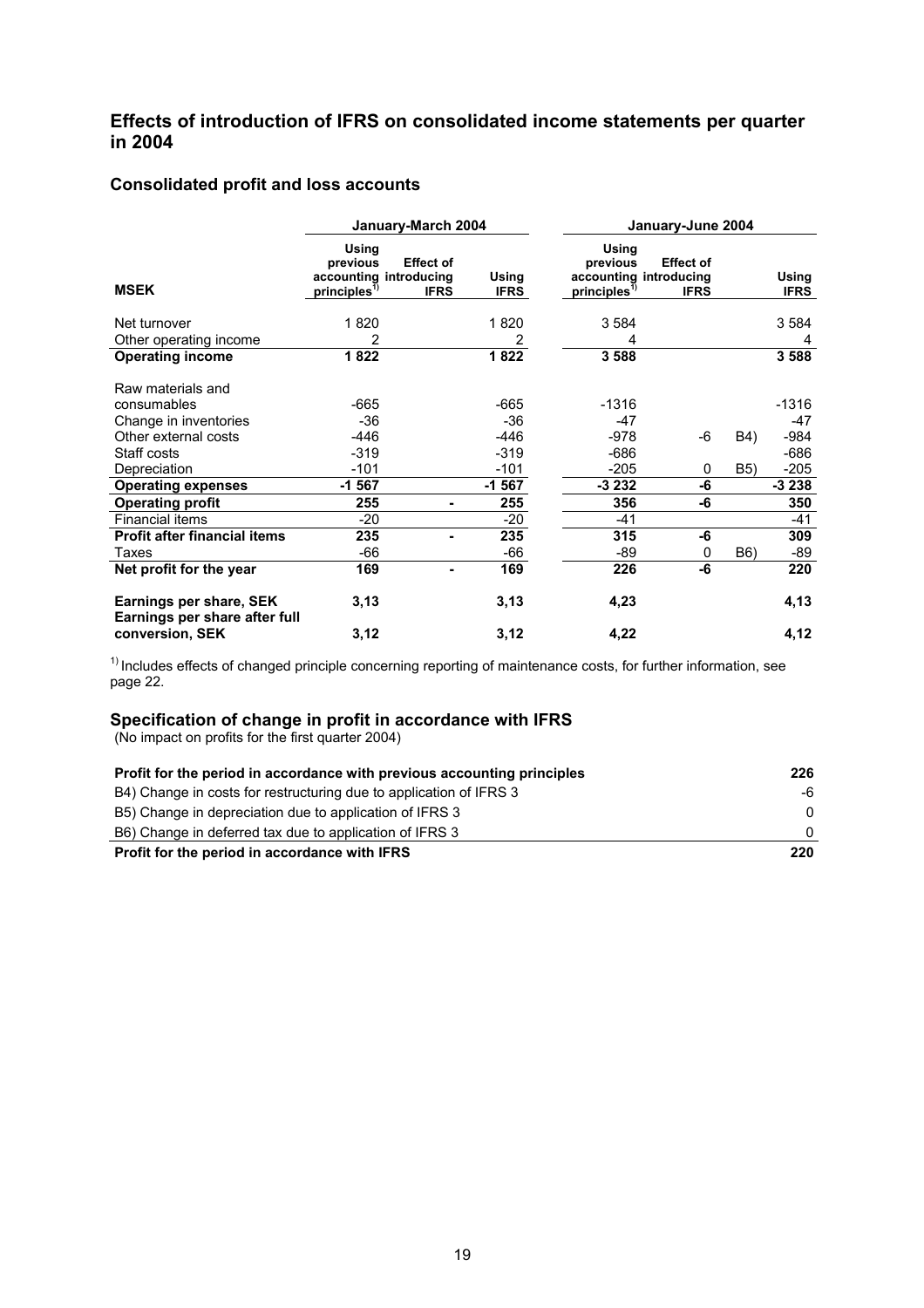## Effects of introduction of IFRS on consolidated income statements per quarter in 2004

### Consolidated profit and loss accounts

| MSEK | January-March 2004 | | | January-June 2004 | | | |
|---|---|---|---|---|---|---|---|
| | Using previous accounting principles[1)] | Effect of introducing IFRS | Using IFRS | Using previous accounting principles[1)] | Effect of introducing IFRS | | Using IFRS |
| Net turnover | 1 820 | | 1 820 | 3 584 | | | 3 584 |
| Other operating income | 2 | | 2 | 4 | | | 4 |
| **Operating income** | **1 822** | | **1 822** | **3 588** | | | **3 588** |
| Raw materials and consumables | -665 | | -665 | -1316 | | | -1316 |
| Change in inventories | -36 | | -36 | -47 | | | -47 |
| Other external costs | -446 | | -446 | -978 | -6 | B4) | -984 |
| Staff costs | -319 | | -319 | -686 | | | -686 |
| Depreciation | -101 | | -101 | -205 | 0 | B5) | -205 |
| **Operating expenses** | **-1 567** | | **-1 567** | **-3 232** | **-6** | | **-3 238** |
| **Operating profit** | **255** | **-** | **255** | **356** | **-6** | | **350** |
| Financial items | -20 | | -20 | -41 | | | -41 |
| **Profit after financial items** | **235** | **-** | **235** | **315** | **-6** | | **309** |
| Taxes | -66 | | -66 | -89 | 0 | B6) | -89 |
| **Net profit for the year** | **169** | **-** | **169** | **226** | **-6** | | **220** |
| **Earnings per share, SEK** | **3,13** | | **3,13** | **4,23** | | | **4,13** |
| **Earnings per share after full conversion, SEK** | **3,12** | | **3,12** | **4,22** | | | **4,12** |

[1)] Includes effects of changed principle concerning reporting of maintenance costs, for further information, see page 22.

### Specification of change in profit in accordance with IFRS

(No impact on profits for the first quarter 2004)

| | |
|---|---|
| **Profit for the period in accordance with previous accounting principles** | **226** |
| B4) Change in costs for restructuring due to application of IFRS 3 | -6 |
| B5) Change in depreciation due to application of IFRS 3 | 0 |
| B6) Change in deferred tax due to application of IFRS 3 | 0 |
| **Profit for the period in accordance with IFRS** | **220** |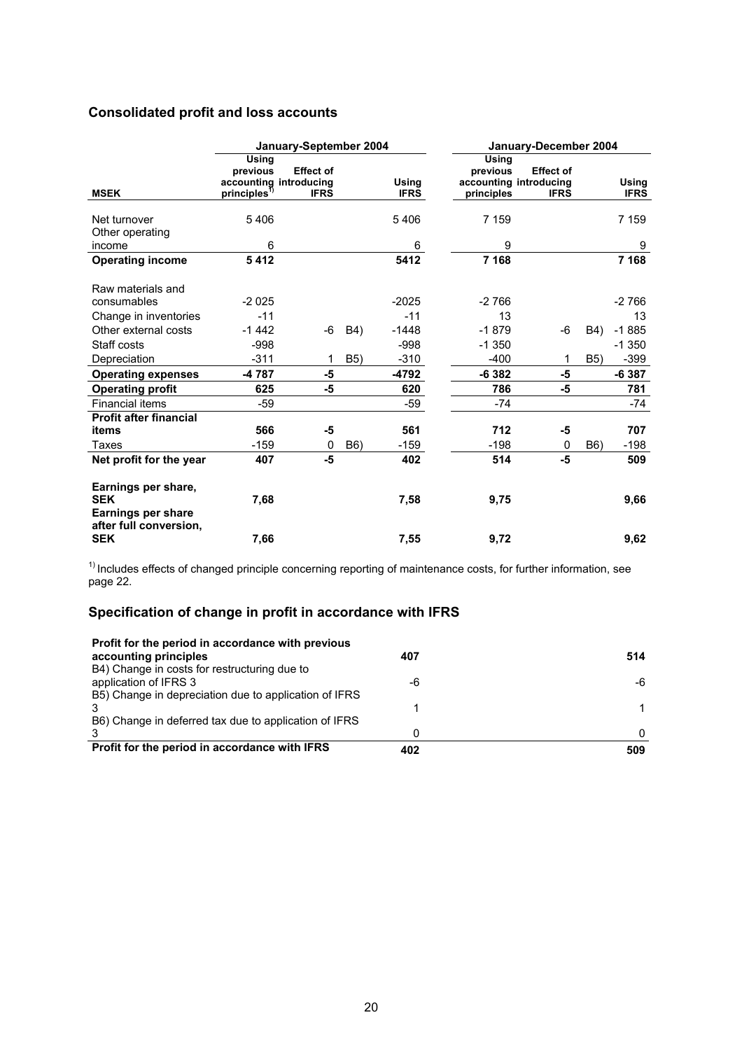## Consolidated profit and loss accounts

| MSEK | January-September 2004 | | | | January-December 2004 | | | |
|---|---|---|---|---|---|---|---|---|
| | Using previous accounting principles[1] | Effect of introducing IFRS | | Using IFRS | Using previous accounting principles | Effect of introducing IFRS | | Using IFRS |
| Net turnover | 5 406 | | | 5 406 | 7 159 | | | 7 159 |
| Other operating income | 6 | | | 6 | 9 | | | 9 |
| **Operating income** | **5 412** | | | **5412** | **7 168** | | | **7 168** |
| Raw materials and consumables | -2 025 | | | -2025 | -2 766 | | | -2 766 |
| Change in inventories | -11 | | | -11 | 13 | | | 13 |
| Other external costs | -1 442 | -6 | B4) | -1448 | -1 879 | -6 | B4) | -1 885 |
| Staff costs | -998 | | | -998 | -1 350 | | | -1 350 |
| Depreciation | -311 | 1 | B5) | -310 | -400 | 1 | B5) | -399 |
| **Operating expenses** | **-4 787** | **-5** | | **-4792** | **-6 382** | **-5** | | **-6 387** |
| **Operating profit** | **625** | **-5** | | **620** | **786** | **-5** | | **781** |
| Financial items | -59 | | | -59 | -74 | | | -74 |
| **Profit after financial items** | **566** | **-5** | | **561** | **712** | **-5** | | **707** |
| Taxes | -159 | 0 | B6) | -159 | -198 | 0 | B6) | -198 |
| **Net profit for the year** | **407** | **-5** | | **402** | **514** | **-5** | | **509** |
| **Earnings per share, SEK** | **7,68** | | | **7,58** | **9,75** | | | **9,66** |
| **Earnings per share after full conversion, SEK** | **7,66** | | | **7,55** | **9,72** | | | **9,62** |

[1] Includes effects of changed principle concerning reporting of maintenance costs, for further information, see page 22.

## Specification of change in profit in accordance with IFRS

| | | |
|---|---|---|
| **Profit for the period in accordance with previous accounting principles** | **407** | **514** |
| B4) Change in costs for restructuring due to application of IFRS 3 | -6 | -6 |
| B5) Change in depreciation due to application of IFRS 3 | 1 | 1 |
| B6) Change in deferred tax due to application of IFRS 3 | 0 | 0 |
| **Profit for the period in accordance with IFRS** | **402** | **509** |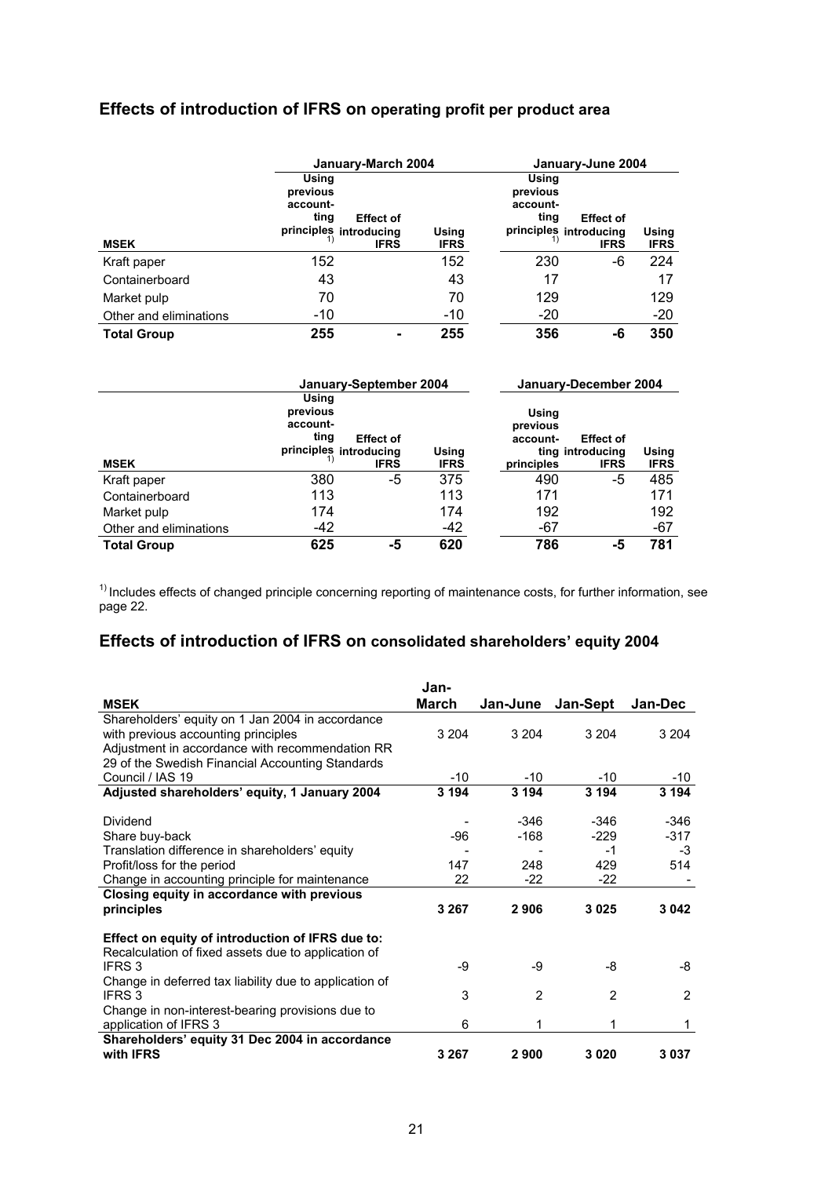## Effects of introduction of IFRS on operating profit per product area

| MSEK | January-March 2004 | | | January-June 2004 | | |
|---|---|---|---|---|---|---|
| | Using previous accounting principles [1] | Effect of introducing IFRS | Using IFRS | Using previous accounting principles [1] | Effect of introducing IFRS | Using IFRS |
| Kraft paper | 152 | | 152 | 230 | -6 | 224 |
| Containerboard | 43 | | 43 | 17 | | 17 |
| Market pulp | 70 | | 70 | 129 | | 129 |
| Other and eliminations | -10 | | -10 | -20 | | -20 |
| **Total Group** | **255** | **-** | **255** | **356** | **-6** | **350** |

| MSEK | January-September 2004 | | | January-December 2004 | | |
|---|---|---|---|---|---|---|
| | Using previous accounting principles [1] | Effect of introducing IFRS | Using IFRS | Using previous accounting principles | Effect of introducing IFRS | Using IFRS |
| Kraft paper | 380 | -5 | 375 | 490 | -5 | 485 |
| Containerboard | 113 | | 113 | 171 | | 171 |
| Market pulp | 174 | | 174 | 192 | | 192 |
| Other and eliminations | -42 | | -42 | -67 | | -67 |
| **Total Group** | **625** | **-5** | **620** | **786** | **-5** | **781** |

[1] Includes effects of changed principle concerning reporting of maintenance costs, for further information, see page 22.

## Effects of introduction of IFRS on consolidated shareholders' equity 2004

| MSEK | Jan-March | Jan-June | Jan-Sept | Jan-Dec |
|---|---|---|---|---|
| Shareholders' equity on 1 Jan 2004 in accordance with previous accounting principles | 3 204 | 3 204 | 3 204 | 3 204 |
| Adjustment in accordance with recommendation RR 29 of the Swedish Financial Accounting Standards Council / IAS 19 | -10 | -10 | -10 | -10 |
| **Adjusted shareholders' equity, 1 January 2004** | **3 194** | **3 194** | **3 194** | **3 194** |
| Dividend | - | -346 | -346 | -346 |
| Share buy-back | -96 | -168 | -229 | -317 |
| Translation difference in shareholders' equity | - | - | -1 | -3 |
| Profit/loss for the period | 147 | 248 | 429 | 514 |
| Change in accounting principle for maintenance | 22 | -22 | -22 | - |
| **Closing equity in accordance with previous principles** | **3 267** | **2 906** | **3 025** | **3 042** |
| **Effect on equity of introduction of IFRS due to:** | | | | |
| Recalculation of fixed assets due to application of IFRS 3 | -9 | -9 | -8 | -8 |
| Change in deferred tax liability due to application of IFRS 3 | 3 | 2 | 2 | 2 |
| Change in non-interest-bearing provisions due to application of IFRS 3 | 6 | 1 | 1 | 1 |
| **Shareholders' equity 31 Dec 2004 in accordance with IFRS** | **3 267** | **2 900** | **3 020** | **3 037** |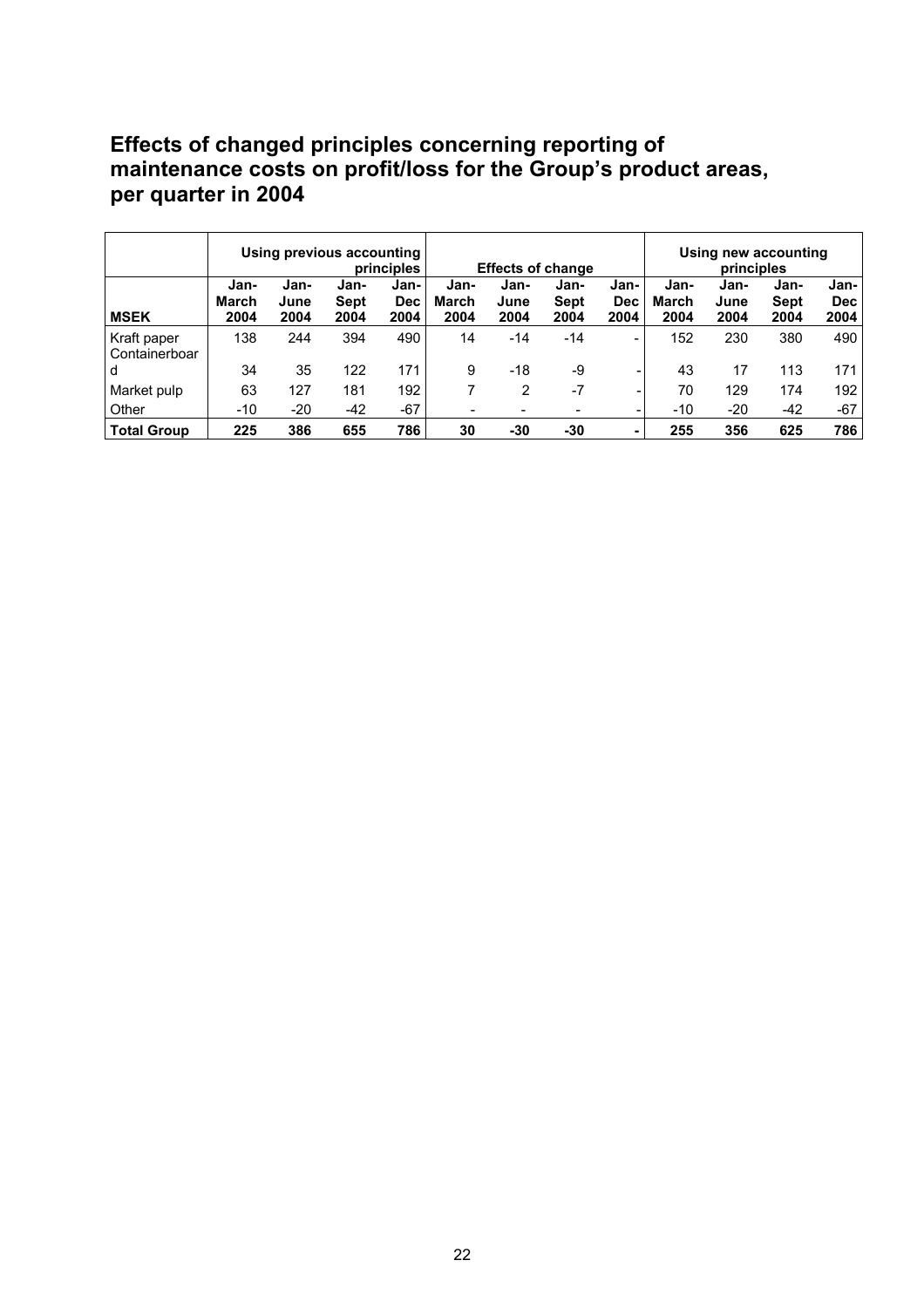## Effects of changed principles concerning reporting of maintenance costs on profit/loss for the Group's product areas, per quarter in 2004

| | Using previous accounting principles | | | | Effects of change | | | | Using new accounting principles | | | |
|---|---|---|---|---|---|---|---|---|---|---|---|---|
| **MSEK** | **Jan-March 2004** | **Jan-June 2004** | **Jan-Sept 2004** | **Jan-Dec 2004** | **Jan-March 2004** | **Jan-June 2004** | **Jan-Sept 2004** | **Jan-Dec 2004** | **Jan-March 2004** | **Jan-June 2004** | **Jan-Sept 2004** | **Jan-Dec 2004** |
| Kraft paper | 138 | 244 | 394 | 490 | 14 | -14 | -14 | - | 152 | 230 | 380 | 490 |
| Containerboard | 34 | 35 | 122 | 171 | 9 | -18 | -9 | - | 43 | 17 | 113 | 171 |
| Market pulp | 63 | 127 | 181 | 192 | 7 | 2 | -7 | - | 70 | 129 | 174 | 192 |
| Other | -10 | -20 | -42 | -67 | - | - | - | - | -10 | -20 | -42 | -67 |
| **Total Group** | **225** | **386** | **655** | **786** | **30** | **-30** | **-30** | **-** | **255** | **356** | **625** | **786** |